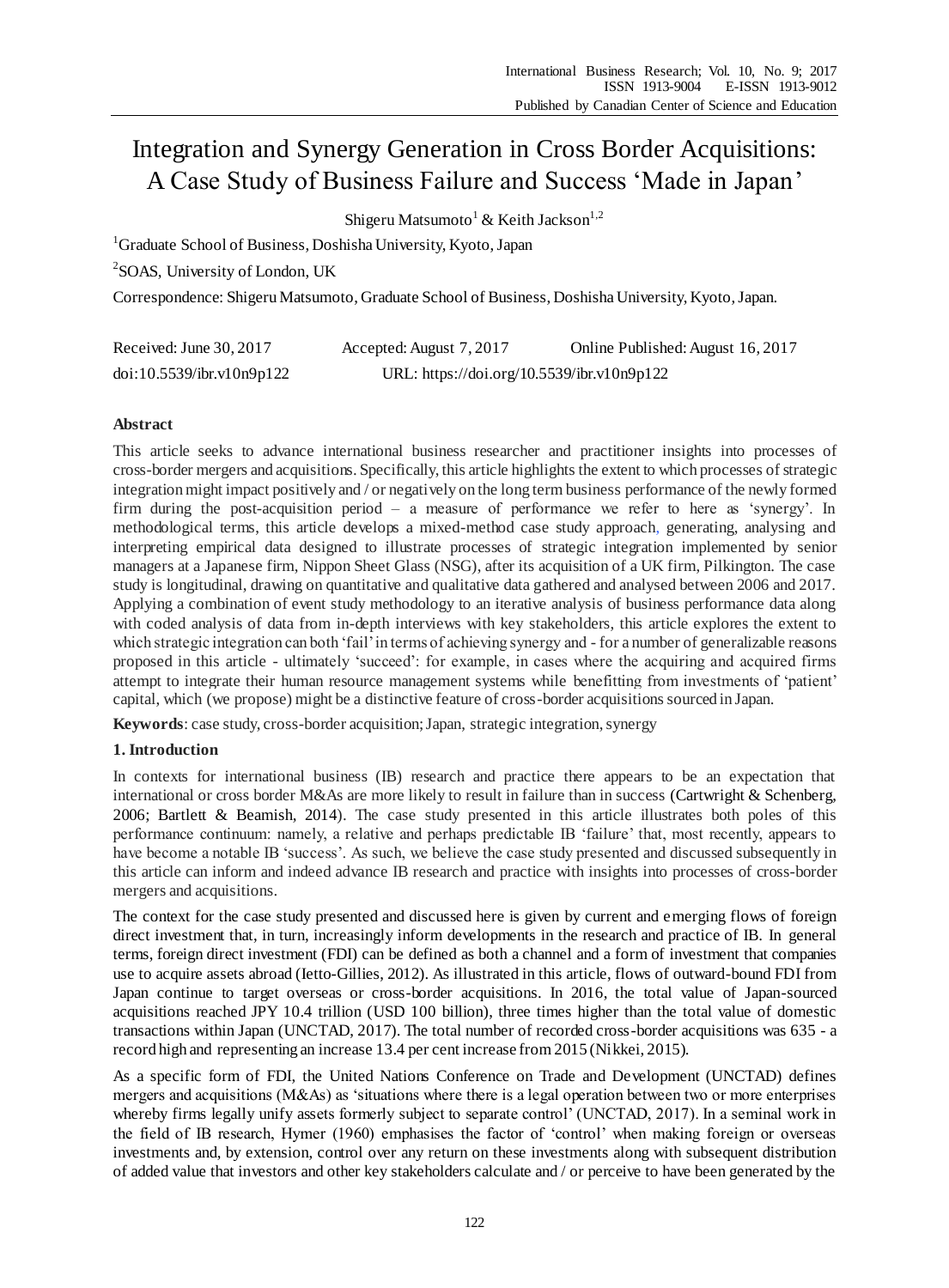# Integration and Synergy Generation in Cross Border Acquisitions: A Case Study of Business Failure and Success 'Made in Japan'

Shigeru Matsumoto[1] & Keith Jackson[1,2]

[1]Graduate School of Business, Doshisha University, Kyoto, Japan

[2]SOAS, University of London, UK

Correspondence: Shigeru Matsumoto, Graduate School of Business, Doshisha University, Kyoto, Japan.

Received: June 30, 2017 Accepted: August 7, 2017 Online Published: August 16, 2017

doi:10.5539/ibr.v10n9p122 URL: https://doi.org/10.5539/ibr.v10n9p122

## Abstract

This article seeks to advance international business researcher and practitioner insights into processes of cross-border mergers and acquisitions. Specifically, this article highlights the extent to which processes of strategic integration might impact positively and / or negatively on the long term business performance of the newly formed firm during the post-acquisition period – a measure of performance we refer to here as 'synergy'. In methodological terms, this article develops a mixed-method case study approach, generating, analysing and interpreting empirical data designed to illustrate processes of strategic integration implemented by senior managers at a Japanese firm, Nippon Sheet Glass (NSG), after its acquisition of a UK firm, Pilkington. The case study is longitudinal, drawing on quantitative and qualitative data gathered and analysed between 2006 and 2017. Applying a combination of event study methodology to an iterative analysis of business performance data along with coded analysis of data from in-depth interviews with key stakeholders, this article explores the extent to which strategic integration can both 'fail' in terms of achieving synergy and - for a number of generalizable reasons proposed in this article - ultimately 'succeed': for example, in cases where the acquiring and acquired firms attempt to integrate their human resource management systems while benefitting from investments of 'patient' capital, which (we propose) might be a distinctive feature of cross-border acquisitions sourced in Japan.

**Keywords**: case study, cross-border acquisition; Japan, strategic integration, synergy

## 1. Introduction

In contexts for international business (IB) research and practice there appears to be an expectation that international or cross border M&As are more likely to result in failure than in success (Cartwright & Schenberg, 2006; Bartlett & Beamish, 2014). The case study presented in this article illustrates both poles of this performance continuum: namely, a relative and perhaps predictable IB 'failure' that, most recently, appears to have become a notable IB 'success'. As such, we believe the case study presented and discussed subsequently in this article can inform and indeed advance IB research and practice with insights into processes of cross-border mergers and acquisitions.

The context for the case study presented and discussed here is given by current and emerging flows of foreign direct investment that, in turn, increasingly inform developments in the research and practice of IB. In general terms, foreign direct investment (FDI) can be defined as both a channel and a form of investment that companies use to acquire assets abroad (Ietto-Gillies, 2012). As illustrated in this article, flows of outward-bound FDI from Japan continue to target overseas or cross-border acquisitions. In 2016, the total value of Japan-sourced acquisitions reached JPY 10.4 trillion (USD 100 billion), three times higher than the total value of domestic transactions within Japan (UNCTAD, 2017). The total number of recorded cross-border acquisitions was 635 - a record high and representing an increase 13.4 per cent increase from 2015 (Nikkei, 2015).

As a specific form of FDI, the United Nations Conference on Trade and Development (UNCTAD) defines mergers and acquisitions (M&As) as 'situations where there is a legal operation between two or more enterprises whereby firms legally unify assets formerly subject to separate control' (UNCTAD, 2017). In a seminal work in the field of IB research, Hymer (1960) emphasises the factor of 'control' when making foreign or overseas investments and, by extension, control over any return on these investments along with subsequent distribution of added value that investors and other key stakeholders calculate and / or perceive to have been generated by the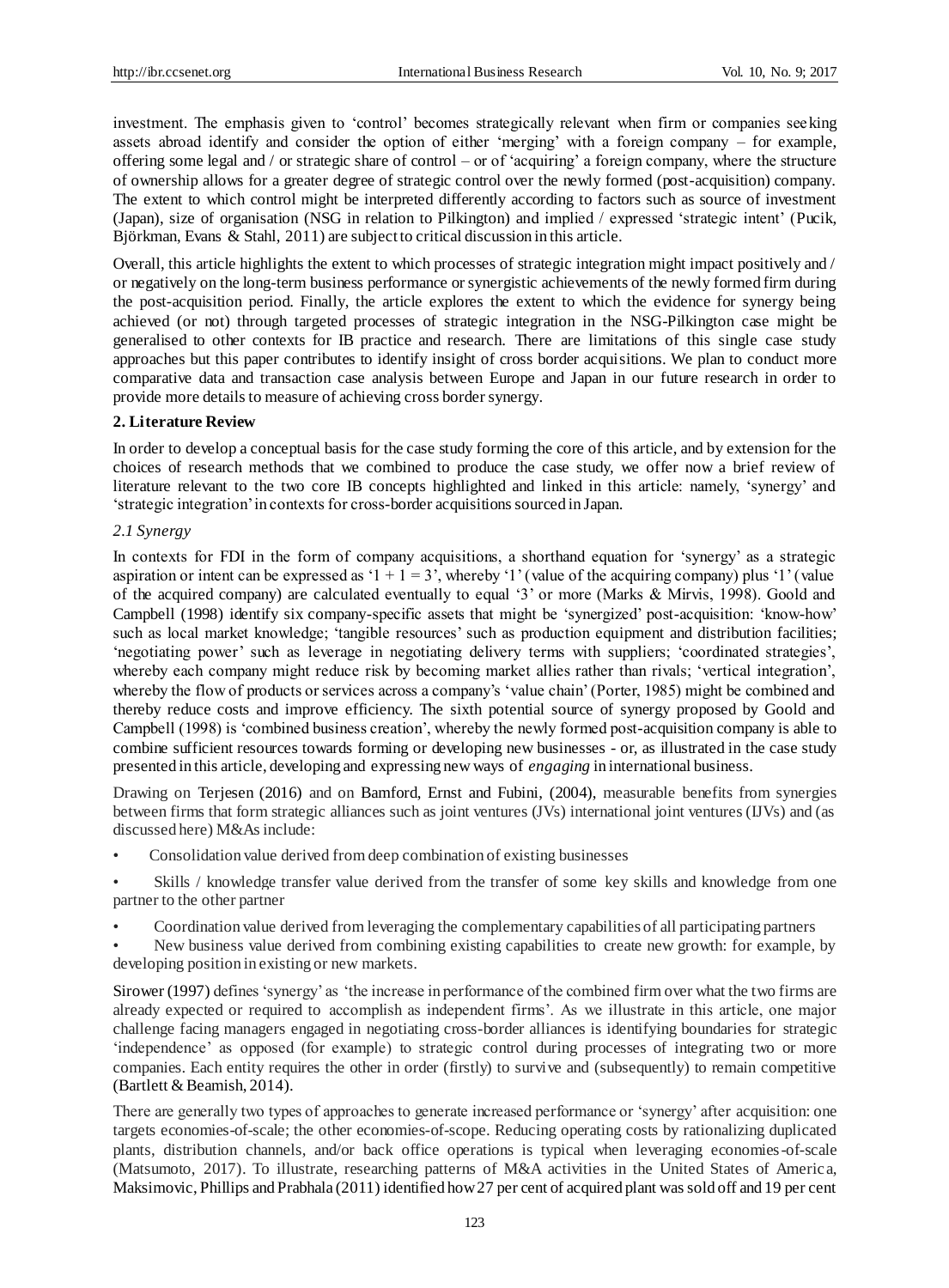investment. The emphasis given to 'control' becomes strategically relevant when firm or companies seeking assets abroad identify and consider the option of either 'merging' with a foreign company – for example, offering some legal and / or strategic share of control – or of 'acquiring' a foreign company, where the structure of ownership allows for a greater degree of strategic control over the newly formed (post-acquisition) company. The extent to which control might be interpreted differently according to factors such as source of investment (Japan), size of organisation (NSG in relation to Pilkington) and implied / expressed 'strategic intent' (Pucik, Björkman, Evans & Stahl, 2011) are subject to critical discussion in this article.

Overall, this article highlights the extent to which processes of strategic integration might impact positively and / or negatively on the long-term business performance or synergistic achievements of the newly formed firm during the post-acquisition period. Finally, the article explores the extent to which the evidence for synergy being achieved (or not) through targeted processes of strategic integration in the NSG-Pilkington case might be generalised to other contexts for IB practice and research. There are limitations of this single case study approaches but this paper contributes to identify insight of cross border acquisitions. We plan to conduct more comparative data and transaction case analysis between Europe and Japan in our future research in order to provide more details to measure of achieving cross border synergy.

## 2. Literature Review

In order to develop a conceptual basis for the case study forming the core of this article, and by extension for the choices of research methods that we combined to produce the case study, we offer now a brief review of literature relevant to the two core IB concepts highlighted and linked in this article: namely, 'synergy' and 'strategic integration' in contexts for cross-border acquisitions sourced in Japan.

### *2.1 Synergy*

In contexts for FDI in the form of company acquisitions, a shorthand equation for 'synergy' as a strategic aspiration or intent can be expressed as '1 + 1 = 3', whereby '1' (value of the acquiring company) plus '1' (value of the acquired company) are calculated eventually to equal '3' or more (Marks & Mirvis, 1998). Goold and Campbell (1998) identify six company-specific assets that might be 'synergized' post-acquisition: 'know-how' such as local market knowledge; 'tangible resources' such as production equipment and distribution facilities; 'negotiating power' such as leverage in negotiating delivery terms with suppliers; 'coordinated strategies', whereby each company might reduce risk by becoming market allies rather than rivals; 'vertical integration', whereby the flow of products or services across a company's 'value chain' (Porter, 1985) might be combined and thereby reduce costs and improve efficiency. The sixth potential source of synergy proposed by Goold and Campbell (1998) is 'combined business creation', whereby the newly formed post-acquisition company is able to combine sufficient resources towards forming or developing new businesses - or, as illustrated in the case study presented in this article, developing and expressing new ways of *engaging* in international business.

Drawing on Terjesen (2016) and on Bamford, Ernst and Fubini, (2004), measurable benefits from synergies between firms that form strategic alliances such as joint ventures (JVs) international joint ventures (IJVs) and (as discussed here) M&As include:

- Consolidation value derived from deep combination of existing businesses
- Skills / knowledge transfer value derived from the transfer of some key skills and knowledge from one partner to the other partner
- Coordination value derived from leveraging the complementary capabilities of all participating partners
- New business value derived from combining existing capabilities to create new growth: for example, by developing position in existing or new markets.

Sirower (1997) defines 'synergy' as 'the increase in performance of the combined firm over what the two firms are already expected or required to accomplish as independent firms'. As we illustrate in this article, one major challenge facing managers engaged in negotiating cross-border alliances is identifying boundaries for strategic 'independence' as opposed (for example) to strategic control during processes of integrating two or more companies. Each entity requires the other in order (firstly) to survive and (subsequently) to remain competitive (Bartlett & Beamish, 2014).

There are generally two types of approaches to generate increased performance or 'synergy' after acquisition: one targets economies-of-scale; the other economies-of-scope. Reducing operating costs by rationalizing duplicated plants, distribution channels, and/or back office operations is typical when leveraging economies-of-scale (Matsumoto, 2017). To illustrate, researching patterns of M&A activities in the United States of America, Maksimovic, Phillips and Prabhala (2011) identified how 27 per cent of acquired plant was sold off and 19 per cent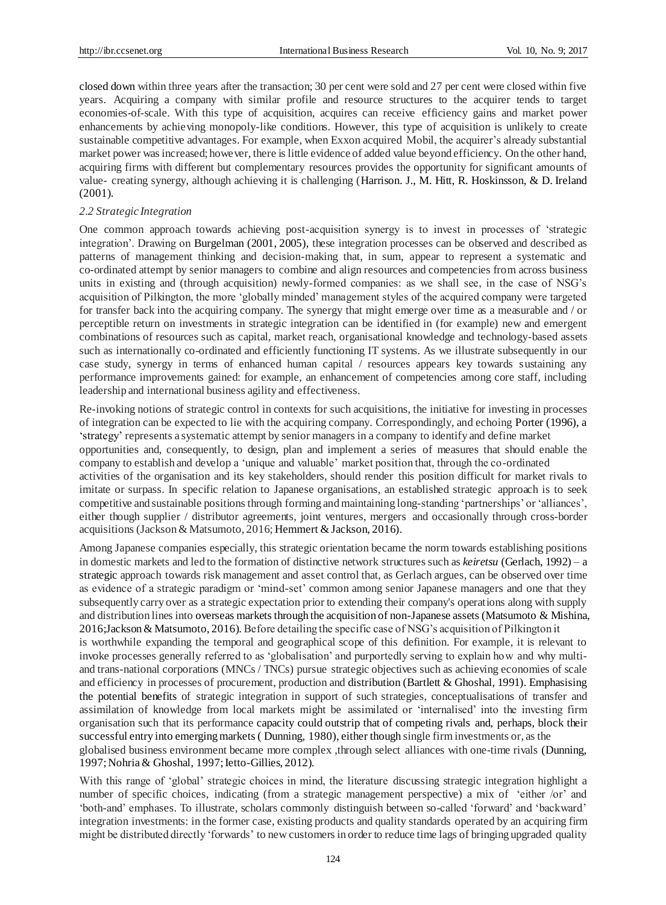closed down within three years after the transaction; 30 per cent were sold and 27 per cent were closed within five years. Acquiring a company with similar profile and resource structures to the acquirer tends to target economies-of-scale. With this type of acquisition, acquires can receive efficiency gains and market power enhancements by achieving monopoly-like conditions. However, this type of acquisition is unlikely to create sustainable competitive advantages. For example, when Exxon acquired Mobil, the acquirer's already substantial market power was increased; however, there is little evidence of added value beyond efficiency. On the other hand, acquiring firms with different but complementary resources provides the opportunity for significant amounts of value- creating synergy, although achieving it is challenging (Harrison. J., M. Hitt, R. Hoskinsson, & D. Ireland (2001).

### *2.2 Strategic Integration*

One common approach towards achieving post-acquisition synergy is to invest in processes of 'strategic integration'. Drawing on Burgelman (2001, 2005), these integration processes can be observed and described as patterns of management thinking and decision-making that, in sum, appear to represent a systematic and co-ordinated attempt by senior managers to combine and align resources and competencies from across business units in existing and (through acquisition) newly-formed companies: as we shall see, in the case of NSG's acquisition of Pilkington, the more 'globally minded' management styles of the acquired company were targeted for transfer back into the acquiring company. The synergy that might emerge over time as a measurable and / or perceptible return on investments in strategic integration can be identified in (for example) new and emergent combinations of resources such as capital, market reach, organisational knowledge and technology-based assets such as internationally co-ordinated and efficiently functioning IT systems. As we illustrate subsequently in our case study, synergy in terms of enhanced human capital / resources appears key towards sustaining any performance improvements gained: for example, an enhancement of competencies among core staff, including leadership and international business agility and effectiveness.

Re-invoking notions of strategic control in contexts for such acquisitions, the initiative for investing in processes of integration can be expected to lie with the acquiring company. Correspondingly, and echoing Porter (1996), a 'strategy' represents a systematic attempt by senior managers in a company to identify and define market opportunities and, consequently, to design, plan and implement a series of measures that should enable the company to establish and develop a 'unique and valuable' market position that, through the co-ordinated activities of the organisation and its key stakeholders, should render this position difficult for market rivals to imitate or surpass. In specific relation to Japanese organisations, an established strategic approach is to seek competitive and sustainable positions through forming and maintaining long-standing 'partnerships' or 'alliances', either though supplier / distributor agreements, joint ventures, mergers and occasionally through cross-border acquisitions (Jackson & Matsumoto, 2016; Hemmert & Jackson, 2016).

Among Japanese companies especially, this strategic orientation became the norm towards establishing positions in domestic markets and led to the formation of distinctive network structures such as *keiretsu* (Gerlach, 1992) – a strategic approach towards risk management and asset control that, as Gerlach argues, can be observed over time as evidence of a strategic paradigm or 'mind-set' common among senior Japanese managers and one that they subsequently carry over as a strategic expectation prior to extending their company's operations along with supply and distribution lines into overseas markets through the acquisition of non-Japanese assets (Matsumoto & Mishina, 2016;Jackson & Matsumoto, 2016). Before detailing the specific case of NSG's acquisition of Pilkington it is worthwhile expanding the temporal and geographical scope of this definition. For example, it is relevant to invoke processes generally referred to as 'globalisation' and purportedly serving to explain how and why multi- and trans-national corporations (MNCs / TNCs) pursue strategic objectives such as achieving economies of scale and efficiency in processes of procurement, production and distribution (Bartlett & Ghoshal, 1991). Emphasising the potential benefits of strategic integration in support of such strategies, conceptualisations of transfer and assimilation of knowledge from local markets might be assimilated or 'internalised' into the investing firm organisation such that its performance capacity could outstrip that of competing rivals and, perhaps, block their successful entry into emerging markets ( Dunning, 1980), either though single firm investments or, as the globalised business environment became more complex ,through select alliances with one-time rivals (Dunning, 1997; Nohria & Ghoshal, 1997; Ietto-Gillies, 2012).

With this range of 'global' strategic choices in mind, the literature discussing strategic integration highlight a number of specific choices, indicating (from a strategic management perspective) a mix of 'either /or' and 'both-and' emphases. To illustrate, scholars commonly distinguish between so-called 'forward' and 'backward' integration investments: in the former case, existing products and quality standards operated by an acquiring firm might be distributed directly 'forwards' to new customers in order to reduce time lags of bringing upgraded quality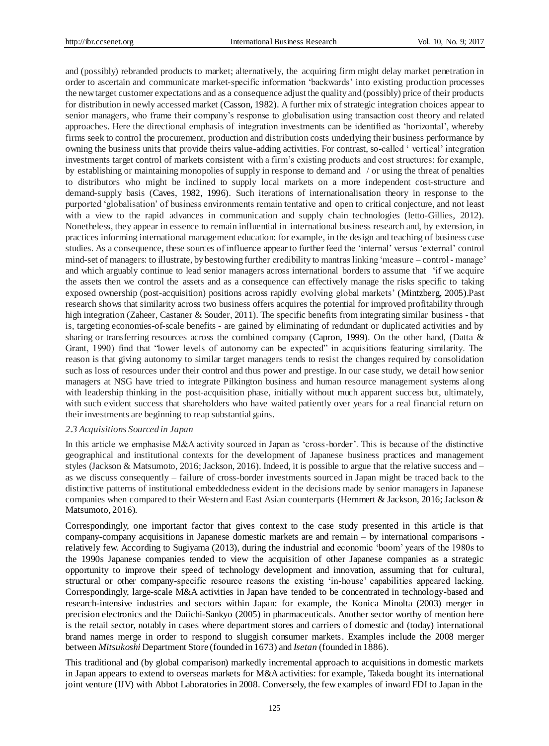and (possibly) rebranded products to market; alternatively, the acquiring firm might delay market penetration in order to ascertain and communicate market-specific information 'backwards' into existing production processes the new target customer expectations and as a consequence adjust the quality and (possibly) price of their products for distribution in newly accessed market (Casson, 1982). A further mix of strategic integration choices appear to senior managers, who frame their company's response to globalisation using transaction cost theory and related approaches. Here the directional emphasis of integration investments can be identified as 'horizontal', whereby firms seek to control the procurement, production and distribution costs underlying their business performance by owning the business units that provide theirs value-adding activities. For contrast, so-called ' vertical' integration investments target control of markets consistent with a firm's existing products and cost structures: for example, by establishing or maintaining monopolies of supply in response to demand and / or using the threat of penalties to distributors who might be inclined to supply local markets on a more independent cost-structure and demand-supply basis (Caves, 1982, 1996). Such iterations of internationalisation theory in response to the purported 'globalisation' of business environments remain tentative and open to critical conjecture, and not least with a view to the rapid advances in communication and supply chain technologies (Ietto-Gillies, 2012). Nonetheless, they appear in essence to remain influential in international business research and, by extension, in practices informing international management education: for example, in the design and teaching of business case studies. As a consequence, these sources of influence appear to further feed the 'internal' versus 'external' control mind-set of managers: to illustrate, by bestowing further credibility to mantras linking 'measure – control - manage' and which arguably continue to lead senior managers across international borders to assume that 'if we acquire the assets then we control the assets and as a consequence can effectively manage the risks specific to taking exposed ownership (post-acquisition) positions across rapidly evolving global markets' (Mintzberg, 2005).Past research shows that similarity across two business offers acquires the potential for improved profitability through high integration (Zaheer, Castaner & Souder, 2011). The specific benefits from integrating similar business - that is, targeting economies-of-scale benefits - are gained by eliminating of redundant or duplicated activities and by sharing or transferring resources across the combined company (Capron, 1999). On the other hand, (Datta & Grant, 1990) find that "lower levels of autonomy can be expected" in acquisitions featuring similarity. The reason is that giving autonomy to similar target managers tends to resist the changes required by consolidation such as loss of resources under their control and thus power and prestige. In our case study, we detail how senior managers at NSG have tried to integrate Pilkington business and human resource management systems along with leadership thinking in the post-acquisition phase, initially without much apparent success but, ultimately, with such evident success that shareholders who have waited patiently over years for a real financial return on their investments are beginning to reap substantial gains.

### *2.3 Acquisitions Sourced in Japan*

In this article we emphasise M&A activity sourced in Japan as 'cross-border'. This is because of the distinctive geographical and institutional contexts for the development of Japanese business practices and management styles (Jackson & Matsumoto, 2016; Jackson, 2016). Indeed, it is possible to argue that the relative success and – as we discuss consequently – failure of cross-border investments sourced in Japan might be traced back to the distinctive patterns of institutional embeddedness evident in the decisions made by senior managers in Japanese companies when compared to their Western and East Asian counterparts (Hemmert & Jackson, 2016; Jackson & Matsumoto, 2016).

Correspondingly, one important factor that gives context to the case study presented in this article is that company-company acquisitions in Japanese domestic markets are and remain – by international comparisons - relatively few. According to Sugiyama (2013), during the industrial and economic 'boom' years of the 1980s to the 1990s Japanese companies tended to view the acquisition of other Japanese companies as a strategic opportunity to improve their speed of technology development and innovation, assuming that for cultural, structural or other company-specific resource reasons the existing 'in-house' capabilities appeared lacking. Correspondingly, large-scale M&A activities in Japan have tended to be concentrated in technology-based and research-intensive industries and sectors within Japan: for example, the Konica Minolta (2003) merger in precision electronics and the Daiichi-Sankyo (2005) in pharmaceuticals. Another sector worthy of mention here is the retail sector, notably in cases where department stores and carriers of domestic and (today) international brand names merge in order to respond to sluggish consumer markets. Examples include the 2008 merger between *Mitsukoshi* Department Store (founded in 1673) and *Isetan* (founded in 1886).

This traditional and (by global comparison) markedly incremental approach to acquisitions in domestic markets in Japan appears to extend to overseas markets for M&A activities: for example, Takeda bought its international joint venture (IJV) with Abbot Laboratories in 2008. Conversely, the few examples of inward FDI to Japan in the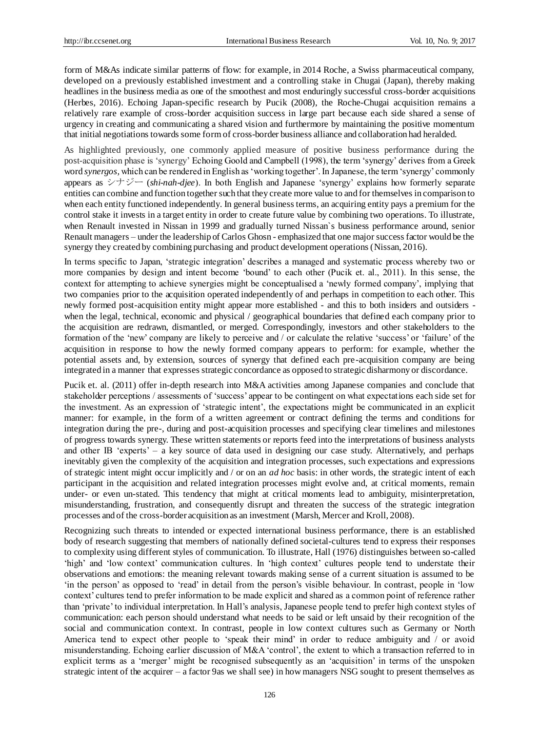form of M&As indicate similar patterns of flow: for example, in 2014 Roche, a Swiss pharmaceutical company, developed on a previously established investment and a controlling stake in Chugai (Japan), thereby making headlines in the business media as one of the smoothest and most enduringly successful cross-border acquisitions (Herbes, 2016). Echoing Japan-specific research by Pucik (2008), the Roche-Chugai acquisition remains a relatively rare example of cross-border acquisition success in large part because each side shared a sense of urgency in creating and communicating a shared vision and furthermore by maintaining the positive momentum that initial negotiations towards some form of cross-border business alliance and collaboration had heralded.

As highlighted previously, one commonly applied measure of positive business performance during the post-acquisition phase is 'synergy' Echoing Goold and Campbell (1998), the term 'synergy' derives from a Greek word *synergos*, which can be rendered in English as 'working together'. In Japanese, the term 'synergy' commonly appears as シナジー (*shi-nah-djee*). In both English and Japanese 'synergy' explains how formerly separate entities can combine and function together such that they create more value to and for themselves in comparison to when each entity functioned independently. In general business terms, an acquiring entity pays a premium for the control stake it invests in a target entity in order to create future value by combining two operations. To illustrate, when Renault invested in Nissan in 1999 and gradually turned Nissan`s business performance around, senior Renault managers – under the leadership of Carlos Ghosn - emphasized that one major success factor would be the synergy they created by combining purchasing and product development operations (Nissan, 2016).

In terms specific to Japan, 'strategic integration' describes a managed and systematic process whereby two or more companies by design and intent become 'bound' to each other (Pucik et. al., 2011). In this sense, the context for attempting to achieve synergies might be conceptualised a 'newly formed company', implying that two companies prior to the acquisition operated independently of and perhaps in competition to each other. This newly formed post-acquisition entity might appear more established - and this to both insiders and outsiders - when the legal, technical, economic and physical / geographical boundaries that defined each company prior to the acquisition are redrawn, dismantled, or merged. Correspondingly, investors and other stakeholders to the formation of the 'new' company are likely to perceive and / or calculate the relative 'success' or 'failure' of the acquisition in response to how the newly formed company appears to perform: for example, whether the potential assets and, by extension, sources of synergy that defined each pre-acquisition company are being integrated in a manner that expresses strategic concordance as opposed to strategic disharmony or discordance.

Pucik et. al. (2011) offer in-depth research into M&A activities among Japanese companies and conclude that stakeholder perceptions / assessments of 'success' appear to be contingent on what expectations each side set for the investment. As an expression of 'strategic intent', the expectations might be communicated in an explicit manner: for example, in the form of a written agreement or contract defining the terms and conditions for integration during the pre-, during and post-acquisition processes and specifying clear timelines and milestones of progress towards synergy. These written statements or reports feed into the interpretations of business analysts and other IB 'experts' – a key source of data used in designing our case study. Alternatively, and perhaps inevitably given the complexity of the acquisition and integration processes, such expectations and expressions of strategic intent might occur implicitly and / or on an *ad hoc* basis: in other words, the strategic intent of each participant in the acquisition and related integration processes might evolve and, at critical moments, remain under- or even un-stated. This tendency that might at critical moments lead to ambiguity, misinterpretation, misunderstanding, frustration, and consequently disrupt and threaten the success of the strategic integration processes and of the cross-border acquisition as an investment (Marsh, Mercer and Kroll, 2008).

Recognizing such threats to intended or expected international business performance, there is an established body of research suggesting that members of nationally defined societal-cultures tend to express their responses to complexity using different styles of communication. To illustrate, Hall (1976) distinguishes between so-called 'high' and 'low context' communication cultures. In 'high context' cultures people tend to understate their observations and emotions: the meaning relevant towards making sense of a current situation is assumed to be 'in the person' as opposed to 'read' in detail from the person's visible behaviour. In contrast, people in 'low context' cultures tend to prefer information to be made explicit and shared as a common point of reference rather than 'private' to individual interpretation. In Hall's analysis, Japanese people tend to prefer high context styles of communication: each person should understand what needs to be said or left unsaid by their recognition of the social and communication context. In contrast, people in low context cultures such as Germany or North America tend to expect other people to 'speak their mind' in order to reduce ambiguity and / or avoid misunderstanding. Echoing earlier discussion of M&A 'control', the extent to which a transaction referred to in explicit terms as a 'merger' might be recognised subsequently as an 'acquisition' in terms of the unspoken strategic intent of the acquirer – a factor 9as we shall see) in how managers NSG sought to present themselves as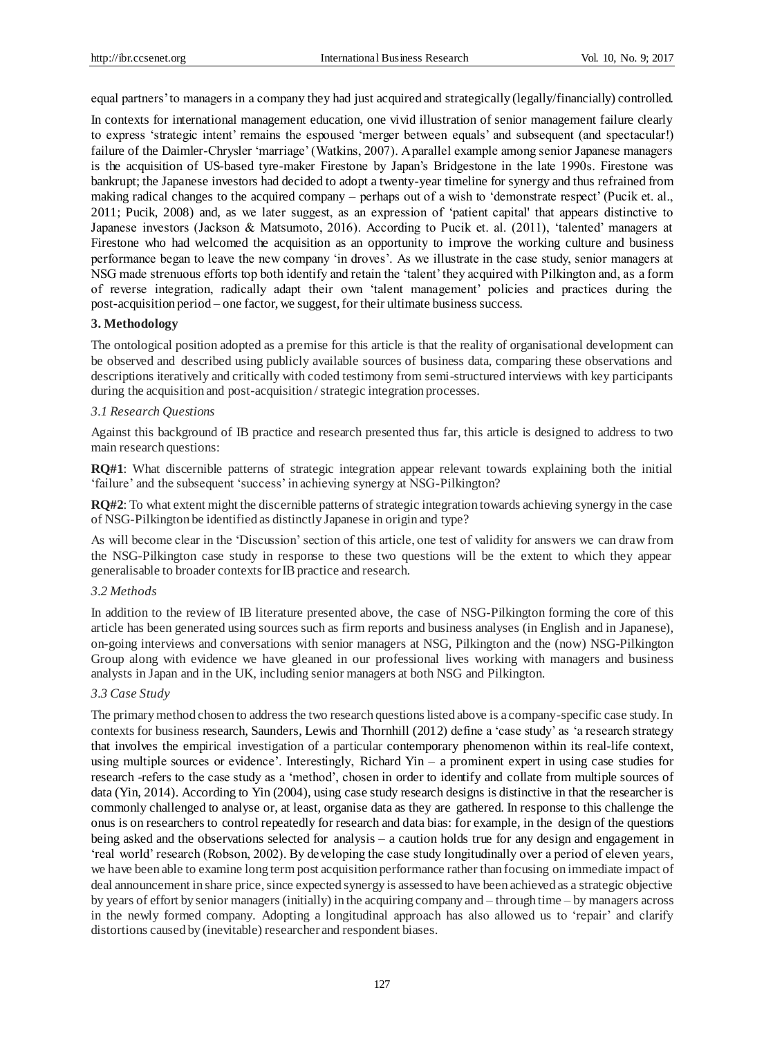equal partners' to managers in a company they had just acquired and strategically (legally/financially) controlled.

In contexts for international management education, one vivid illustration of senior management failure clearly to express 'strategic intent' remains the espoused 'merger between equals' and subsequent (and spectacular!) failure of the Daimler-Chrysler 'marriage' (Watkins, 2007). A parallel example among senior Japanese managers is the acquisition of US-based tyre-maker Firestone by Japan's Bridgestone in the late 1990s. Firestone was bankrupt; the Japanese investors had decided to adopt a twenty-year timeline for synergy and thus refrained from making radical changes to the acquired company – perhaps out of a wish to 'demonstrate respect' (Pucik et. al., 2011; Pucik, 2008) and, as we later suggest, as an expression of 'patient capital' that appears distinctive to Japanese investors (Jackson & Matsumoto, 2016). According to Pucik et. al. (2011), 'talented' managers at Firestone who had welcomed the acquisition as an opportunity to improve the working culture and business performance began to leave the new company 'in droves'. As we illustrate in the case study, senior managers at NSG made strenuous efforts top both identify and retain the 'talent' they acquired with Pilkington and, as a form of reverse integration, radically adapt their own 'talent management' policies and practices during the post-acquisition period – one factor, we suggest, for their ultimate business success.

## 3. Methodology

The ontological position adopted as a premise for this article is that the reality of organisational development can be observed and described using publicly available sources of business data, comparing these observations and descriptions iteratively and critically with coded testimony from semi-structured interviews with key participants during the acquisition and post-acquisition / strategic integration processes.

### *3.1 Research Questions*

Against this background of IB practice and research presented thus far, this article is designed to address to two main research questions:

**RQ#1**: What discernible patterns of strategic integration appear relevant towards explaining both the initial 'failure' and the subsequent 'success' in achieving synergy at NSG-Pilkington?

**RQ#2**: To what extent might the discernible patterns of strategic integration towards achieving synergy in the case of NSG-Pilkington be identified as distinctly Japanese in origin and type?

As will become clear in the 'Discussion' section of this article, one test of validity for answers we can draw from the NSG-Pilkington case study in response to these two questions will be the extent to which they appear generalisable to broader contexts for IB practice and research.

### *3.2 Methods*

In addition to the review of IB literature presented above, the case of NSG-Pilkington forming the core of this article has been generated using sources such as firm reports and business analyses (in English and in Japanese), on-going interviews and conversations with senior managers at NSG, Pilkington and the (now) NSG-Pilkington Group along with evidence we have gleaned in our professional lives working with managers and business analysts in Japan and in the UK, including senior managers at both NSG and Pilkington.

### *3.3 Case Study*

The primary method chosen to address the two research questions listed above is a company-specific case study. In contexts for business research, Saunders, Lewis and Thornhill (2012) define a 'case study' as 'a research strategy that involves the empirical investigation of a particular contemporary phenomenon within its real-life context, using multiple sources or evidence'. Interestingly, Richard Yin – a prominent expert in using case studies for research -refers to the case study as a 'method', chosen in order to identify and collate from multiple sources of data (Yin, 2014). According to Yin (2004), using case study research designs is distinctive in that the researcher is commonly challenged to analyse or, at least, organise data as they are gathered. In response to this challenge the onus is on researchers to control repeatedly for research and data bias: for example, in the design of the questions being asked and the observations selected for analysis – a caution holds true for any design and engagement in 'real world' research (Robson, 2002). By developing the case study longitudinally over a period of eleven years, we have been able to examine long term post acquisition performance rather than focusing on immediate impact of deal announcement in share price, since expected synergy is assessed to have been achieved as a strategic objective by years of effort by senior managers (initially) in the acquiring company and – through time – by managers across in the newly formed company. Adopting a longitudinal approach has also allowed us to 'repair' and clarify distortions caused by (inevitable) researcher and respondent biases.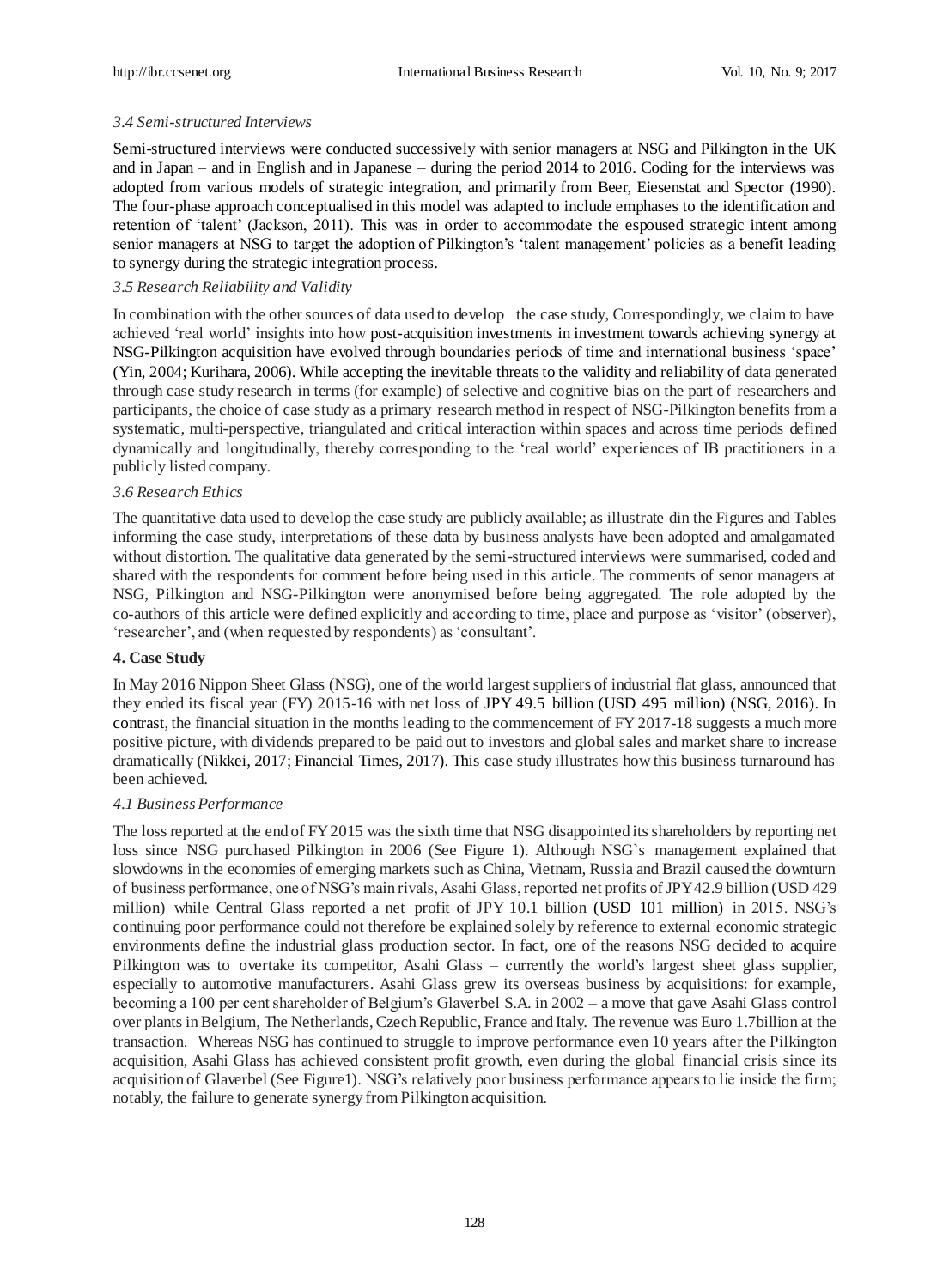### *3.4 Semi-structured Interviews*

Semi-structured interviews were conducted successively with senior managers at NSG and Pilkington in the UK and in Japan – and in English and in Japanese – during the period 2014 to 2016. Coding for the interviews was adopted from various models of strategic integration, and primarily from Beer, Eiesenstat and Spector (1990). The four-phase approach conceptualised in this model was adapted to include emphases to the identification and retention of 'talent' (Jackson, 2011). This was in order to accommodate the espoused strategic intent among senior managers at NSG to target the adoption of Pilkington's 'talent management' policies as a benefit leading to synergy during the strategic integration process.

### *3.5 Research Reliability and Validity*

In combination with the other sources of data used to develop the case study, Correspondingly, we claim to have achieved 'real world' insights into how post-acquisition investments in investment towards achieving synergy at NSG-Pilkington acquisition have evolved through boundaries periods of time and international business 'space' (Yin, 2004; Kurihara, 2006). While accepting the inevitable threats to the validity and reliability of data generated through case study research in terms (for example) of selective and cognitive bias on the part of researchers and participants, the choice of case study as a primary research method in respect of NSG-Pilkington benefits from a systematic, multi-perspective, triangulated and critical interaction within spaces and across time periods defined dynamically and longitudinally, thereby corresponding to the 'real world' experiences of IB practitioners in a publicly listed company.

### *3.6 Research Ethics*

The quantitative data used to develop the case study are publicly available; as illustrate din the Figures and Tables informing the case study, interpretations of these data by business analysts have been adopted and amalgamated without distortion. The qualitative data generated by the semi-structured interviews were summarised, coded and shared with the respondents for comment before being used in this article. The comments of senor managers at NSG, Pilkington and NSG-Pilkington were anonymised before being aggregated. The role adopted by the co-authors of this article were defined explicitly and according to time, place and purpose as 'visitor' (observer), 'researcher', and (when requested by respondents) as 'consultant'.

## **4. Case Study**

In May 2016 Nippon Sheet Glass (NSG), one of the world largest suppliers of industrial flat glass, announced that they ended its fiscal year (FY) 2015-16 with net loss of JPY 49.5 billion (USD 495 million) (NSG, 2016). In contrast, the financial situation in the months leading to the commencement of FY 2017-18 suggests a much more positive picture, with dividends prepared to be paid out to investors and global sales and market share to increase dramatically (Nikkei, 2017; Financial Times, 2017). This case study illustrates how this business turnaround has been achieved.

### *4.1 Business Performance*

The loss reported at the end of FY 2015 was the sixth time that NSG disappointed its shareholders by reporting net loss since NSG purchased Pilkington in 2006 (See Figure 1). Although NSG`s management explained that slowdowns in the economies of emerging markets such as China, Vietnam, Russia and Brazil caused the downturn of business performance, one of NSG's main rivals, Asahi Glass, reported net profits of JPY 42.9 billion (USD 429 million) while Central Glass reported a net profit of JPY 10.1 billion (USD 101 million) in 2015. NSG's continuing poor performance could not therefore be explained solely by reference to external economic strategic environments define the industrial glass production sector. In fact, one of the reasons NSG decided to acquire Pilkington was to overtake its competitor, Asahi Glass – currently the world's largest sheet glass supplier, especially to automotive manufacturers. Asahi Glass grew its overseas business by acquisitions: for example, becoming a 100 per cent shareholder of Belgium's Glaverbel S.A. in 2002 – a move that gave Asahi Glass control over plants in Belgium, The Netherlands, Czech Republic, France and Italy. The revenue was Euro 1.7billion at the transaction. Whereas NSG has continued to struggle to improve performance even 10 years after the Pilkington acquisition, Asahi Glass has achieved consistent profit growth, even during the global financial crisis since its acquisition of Glaverbel (See Figure1). NSG's relatively poor business performance appears to lie inside the firm; notably, the failure to generate synergy from Pilkington acquisition.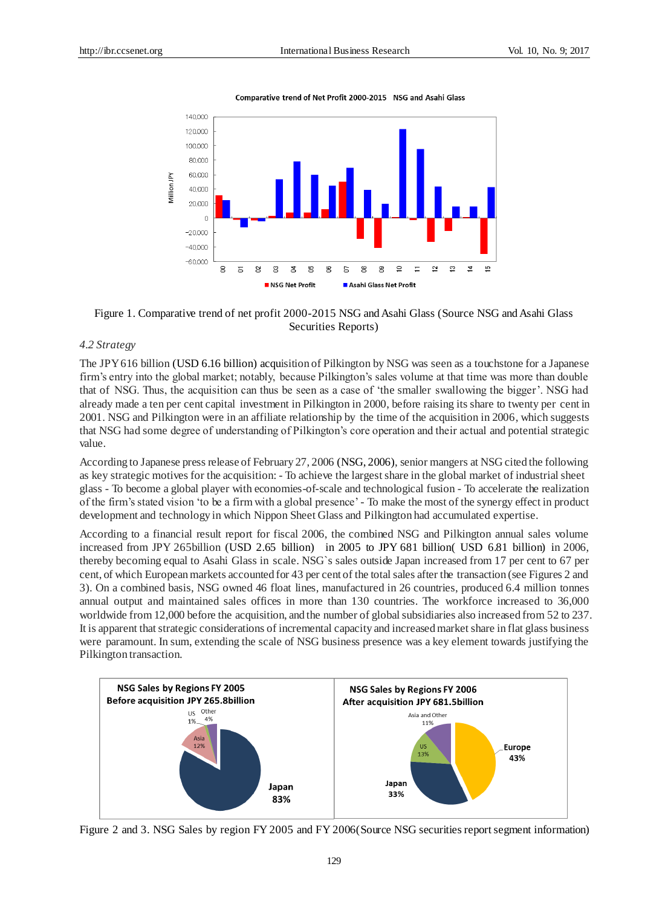Figure 1. Comparative trend of net profit 2000-2015 NSG and Asahi Glass (Source NSG and Asahi Glass Securities Reports)

*4.2 Strategy*

The JPY 616 billion (USD 6.16 billion) acquisition of Pilkington by NSG was seen as a touchstone for a Japanese firm's entry into the global market; notably, because Pilkington's sales volume at that time was more than double that of NSG. Thus, the acquisition can thus be seen as a case of 'the smaller swallowing the bigger'. NSG had already made a ten per cent capital investment in Pilkington in 2000, before raising its share to twenty per cent in 2001. NSG and Pilkington were in an affiliate relationship by the time of the acquisition in 2006, which suggests that NSG had some degree of understanding of Pilkington's core operation and their actual and potential strategic value.

According to Japanese press release of February 27, 2006 (NSG, 2006), senior mangers at NSG cited the following as key strategic motives for the acquisition: - To achieve the largest share in the global market of industrial sheet glass - To become a global player with economies-of-scale and technological fusion - To accelerate the realization of the firm's stated vision 'to be a firm with a global presence' - To make the most of the synergy effect in product development and technology in which Nippon Sheet Glass and Pilkington had accumulated expertise.

According to a financial result report for fiscal 2006, the combined NSG and Pilkington annual sales volume increased from JPY 265billion (USD 2.65 billion) in 2005 to JPY 681 billion( USD 6.81 billion) in 2006, thereby becoming equal to Asahi Glass in scale. NSG`s sales outside Japan increased from 17 per cent to 67 per cent, of which European markets accounted for 43 per cent of the total sales after the transaction (see Figures 2 and 3). On a combined basis, NSG owned 46 float lines, manufactured in 26 countries, produced 6.4 million tonnes annual output and maintained sales offices in more than 130 countries. The workforce increased to 36,000 worldwide from 12,000 before the acquisition, and the number of global subsidiaries also increased from 52 to 237. It is apparent that strategic considerations of incremental capacity and increased market share in flat glass business were paramount. In sum, extending the scale of NSG business presence was a key element towards justifying the Pilkington transaction.

Figure 2 and 3. NSG Sales by region FY 2005 and FY 2006(Source NSG securities report segment information)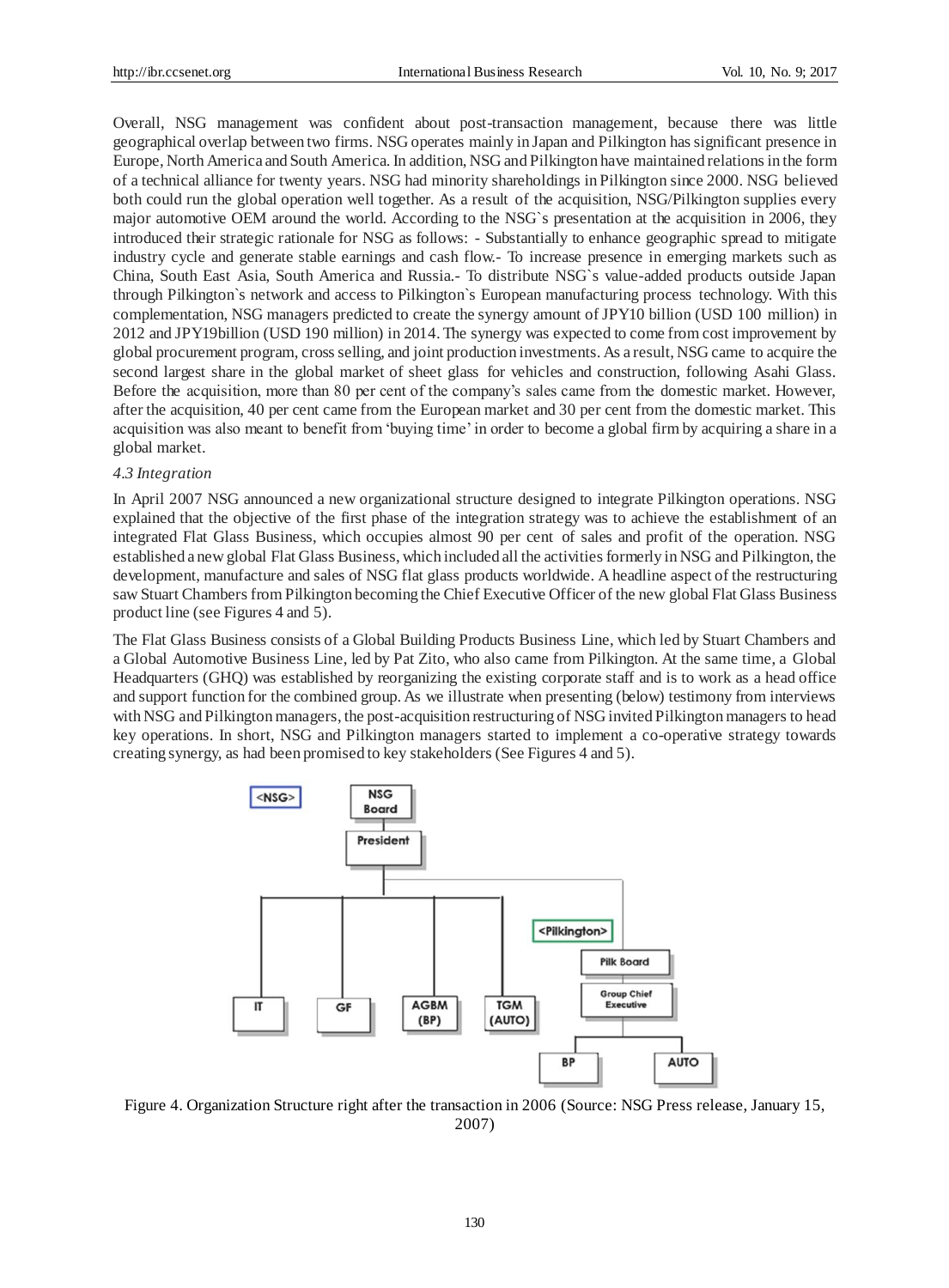Overall, NSG management was confident about post-transaction management, because there was little geographical overlap between two firms. NSG operates mainly in Japan and Pilkington has significant presence in Europe, North America and South America. In addition, NSG and Pilkington have maintained relations in the form of a technical alliance for twenty years. NSG had minority shareholdings in Pilkington since 2000. NSG believed both could run the global operation well together. As a result of the acquisition, NSG/Pilkington supplies every major automotive OEM around the world. According to the NSG`s presentation at the acquisition in 2006, they introduced their strategic rationale for NSG as follows: - Substantially to enhance geographic spread to mitigate industry cycle and generate stable earnings and cash flow.- To increase presence in emerging markets such as China, South East Asia, South America and Russia.- To distribute NSG`s value-added products outside Japan through Pilkington`s network and access to Pilkington`s European manufacturing process technology. With this complementation, NSG managers predicted to create the synergy amount of JPY10 billion (USD 100 million) in 2012 and JPY19billion (USD 190 million) in 2014. The synergy was expected to come from cost improvement by global procurement program, cross selling, and joint production investments. As a result, NSG came to acquire the second largest share in the global market of sheet glass for vehicles and construction, following Asahi Glass. Before the acquisition, more than 80 per cent of the company's sales came from the domestic market. However, after the acquisition, 40 per cent came from the European market and 30 per cent from the domestic market. This acquisition was also meant to benefit from 'buying time' in order to become a global firm by acquiring a share in a global market.

### *4.3 Integration*

In April 2007 NSG announced a new organizational structure designed to integrate Pilkington operations. NSG explained that the objective of the first phase of the integration strategy was to achieve the establishment of an integrated Flat Glass Business, which occupies almost 90 per cent of sales and profit of the operation. NSG established a new global Flat Glass Business, which included all the activities formerly in NSG and Pilkington, the development, manufacture and sales of NSG flat glass products worldwide. A headline aspect of the restructuring saw Stuart Chambers from Pilkington becoming the Chief Executive Officer of the new global Flat Glass Business product line (see Figures 4 and 5).

The Flat Glass Business consists of a Global Building Products Business Line, which led by Stuart Chambers and a Global Automotive Business Line, led by Pat Zito, who also came from Pilkington. At the same time, a Global Headquarters (GHQ) was established by reorganizing the existing corporate staff and is to work as a head office and support function for the combined group. As we illustrate when presenting (below) testimony from interviews with NSG and Pilkington managers, the post-acquisition restructuring of NSG invited Pilkington managers to head key operations. In short, NSG and Pilkington managers started to implement a co-operative strategy towards creating synergy, as had been promised to key stakeholders (See Figures 4 and 5).

Figure 4. Organization Structure right after the transaction in 2006 (Source: NSG Press release, January 15, 2007)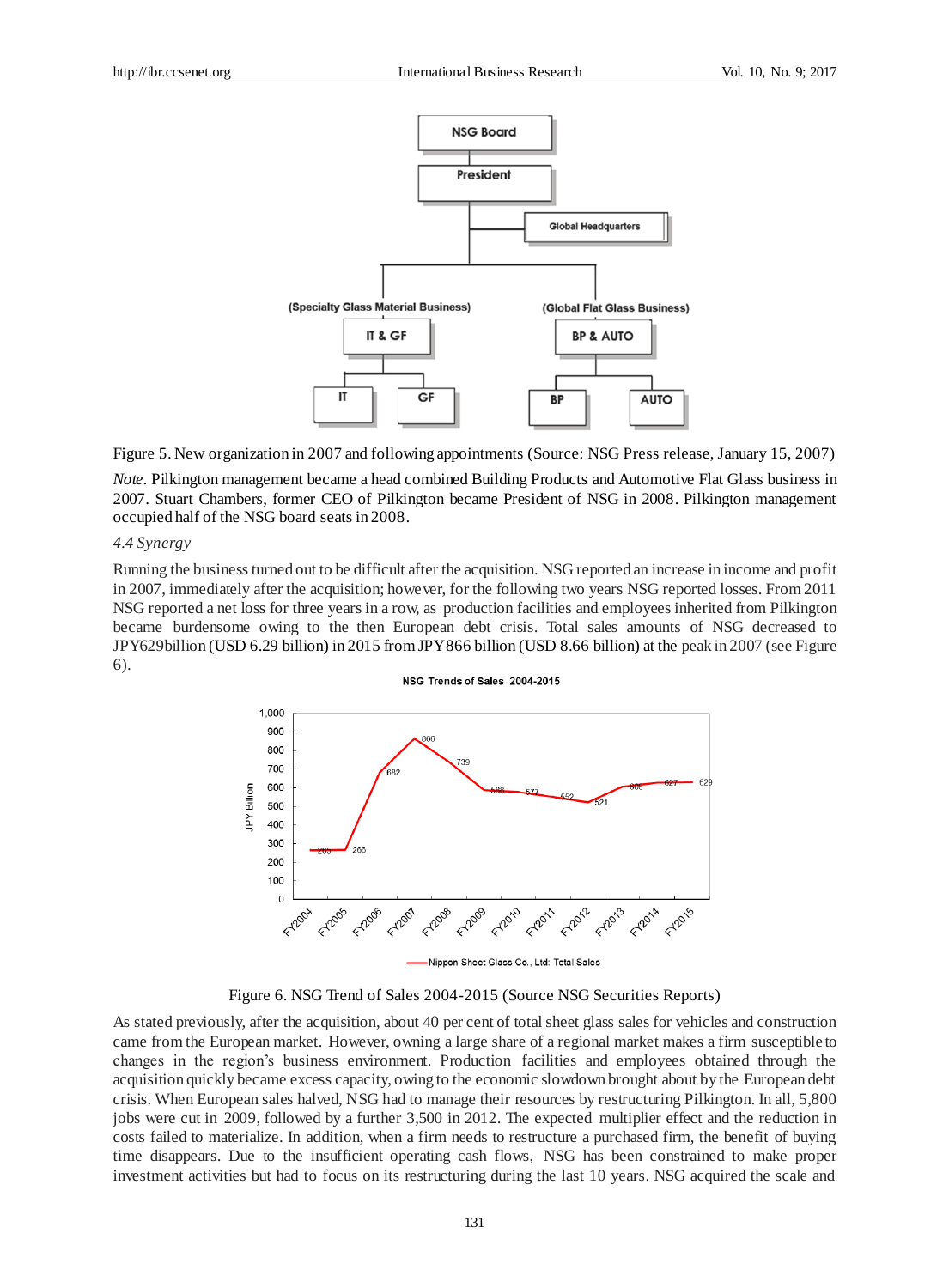Figure 5. New organization in 2007 and following appointments (Source: NSG Press release, January 15, 2007)

*Note*. Pilkington management became a head combined Building Products and Automotive Flat Glass business in 2007. Stuart Chambers, former CEO of Pilkington became President of NSG in 2008. Pilkington management occupied half of the NSG board seats in 2008.

### 4.4 Synergy

Running the business turned out to be difficult after the acquisition. NSG reported an increase in income and profit in 2007, immediately after the acquisition; however, for the following two years NSG reported losses. From 2011 NSG reported a net loss for three years in a row, as production facilities and employees inherited from Pilkington became burdensome owing to the then European debt crisis. Total sales amounts of NSG decreased to JPY629billion (USD 6.29 billion) in 2015 from JPY866 billion (USD 8.66 billion) at the peak in 2007 (see Figure 6).

Figure 6. NSG Trend of Sales 2004-2015 (Source NSG Securities Reports)

As stated previously, after the acquisition, about 40 per cent of total sheet glass sales for vehicles and construction came from the European market. However, owning a large share of a regional market makes a firm susceptible to changes in the region's business environment. Production facilities and employees obtained through the acquisition quickly became excess capacity, owing to the economic slowdown brought about by the European debt crisis. When European sales halved, NSG had to manage their resources by restructuring Pilkington. In all, 5,800 jobs were cut in 2009, followed by a further 3,500 in 2012. The expected multiplier effect and the reduction in costs failed to materialize. In addition, when a firm needs to restructure a purchased firm, the benefit of buying time disappears. Due to the insufficient operating cash flows, NSG has been constrained to make proper investment activities but had to focus on its restructuring during the last 10 years. NSG acquired the scale and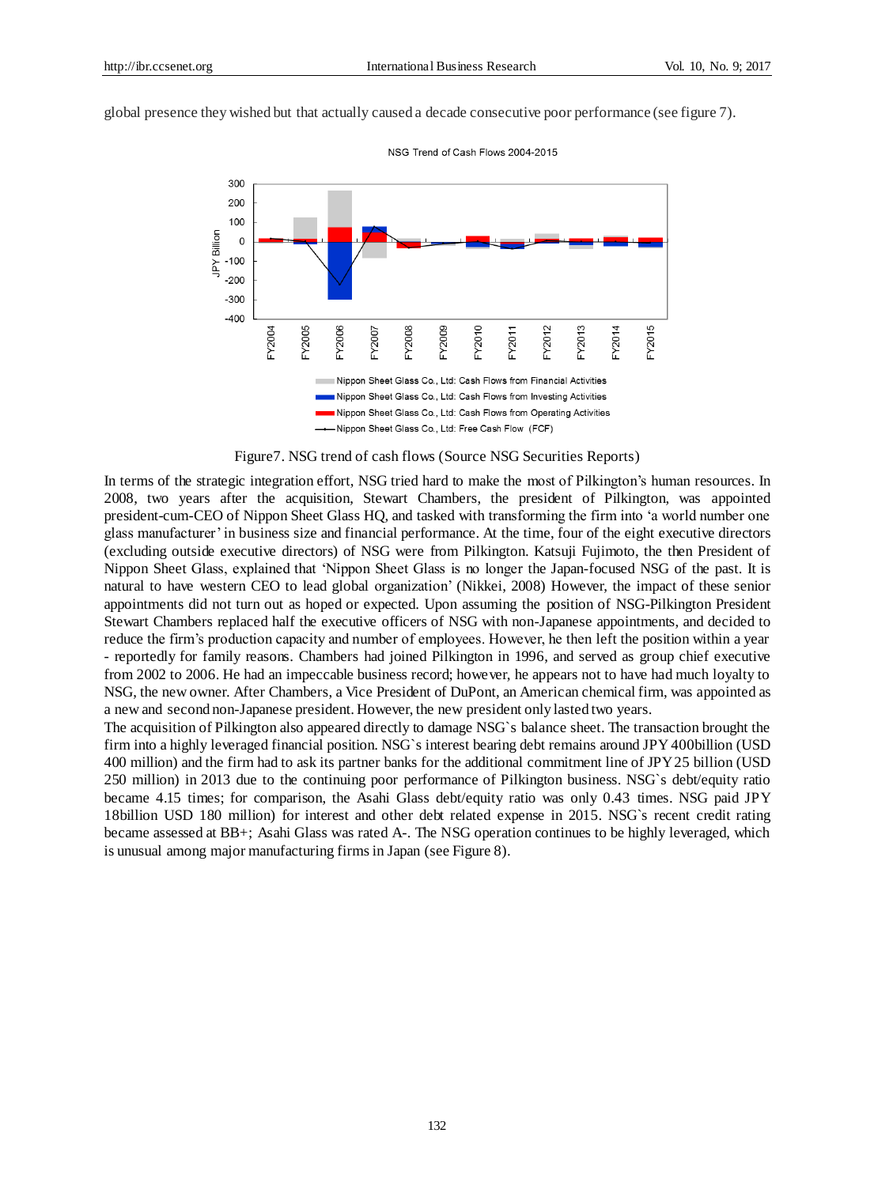global presence they wished but that actually caused a decade consecutive poor performance (see figure 7).

Figure7. NSG trend of cash flows (Source NSG Securities Reports)

In terms of the strategic integration effort, NSG tried hard to make the most of Pilkington's human resources. In 2008, two years after the acquisition, Stewart Chambers, the president of Pilkington, was appointed president-cum-CEO of Nippon Sheet Glass HQ, and tasked with transforming the firm into 'a world number one glass manufacturer' in business size and financial performance. At the time, four of the eight executive directors (excluding outside executive directors) of NSG were from Pilkington. Katsuji Fujimoto, the then President of Nippon Sheet Glass, explained that 'Nippon Sheet Glass is no longer the Japan-focused NSG of the past. It is natural to have western CEO to lead global organization' (Nikkei, 2008) However, the impact of these senior appointments did not turn out as hoped or expected. Upon assuming the position of NSG-Pilkington President Stewart Chambers replaced half the executive officers of NSG with non-Japanese appointments, and decided to reduce the firm's production capacity and number of employees. However, he then left the position within a year - reportedly for family reasons. Chambers had joined Pilkington in 1996, and served as group chief executive from 2002 to 2006. He had an impeccable business record; however, he appears not to have had much loyalty to NSG, the new owner. After Chambers, a Vice President of DuPont, an American chemical firm, was appointed as a new and second non-Japanese president. However, the new president only lasted two years.

The acquisition of Pilkington also appeared directly to damage NSG`s balance sheet. The transaction brought the firm into a highly leveraged financial position. NSG`s interest bearing debt remains around JPY 400billion (USD 400 million) and the firm had to ask its partner banks for the additional commitment line of JPY 25 billion (USD 250 million) in 2013 due to the continuing poor performance of Pilkington business. NSG`s debt/equity ratio became 4.15 times; for comparison, the Asahi Glass debt/equity ratio was only 0.43 times. NSG paid JPY 18billion USD 180 million) for interest and other debt related expense in 2015. NSG`s recent credit rating became assessed at BB+; Asahi Glass was rated A-. The NSG operation continues to be highly leveraged, which is unusual among major manufacturing firms in Japan (see Figure 8).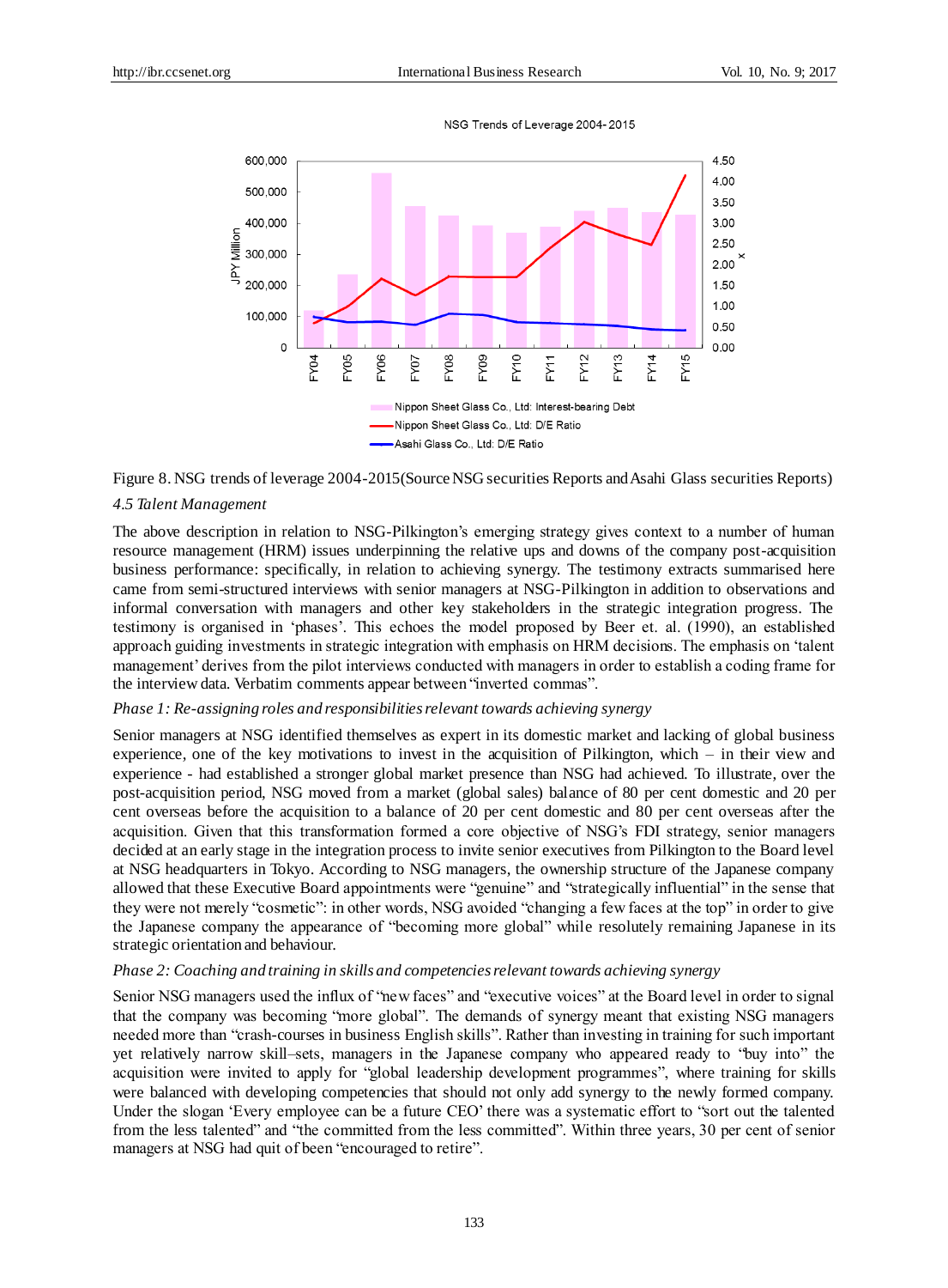Figure 8. NSG trends of leverage 2004-2015(Source NSG securities Reports and Asahi Glass securities Reports)

### 4.5 Talent Management

The above description in relation to NSG-Pilkington's emerging strategy gives context to a number of human resource management (HRM) issues underpinning the relative ups and downs of the company post-acquisition business performance: specifically, in relation to achieving synergy. The testimony extracts summarised here came from semi-structured interviews with senior managers at NSG-Pilkington in addition to observations and informal conversation with managers and other key stakeholders in the strategic integration progress. The testimony is organised in 'phases'. This echoes the model proposed by Beer et. al. (1990), an established approach guiding investments in strategic integration with emphasis on HRM decisions. The emphasis on 'talent management' derives from the pilot interviews conducted with managers in order to establish a coding frame for the interview data. Verbatim comments appear between "inverted commas".

*Phase 1: Re-assigning roles and responsibilities relevant towards achieving synergy*

Senior managers at NSG identified themselves as expert in its domestic market and lacking of global business experience, one of the key motivations to invest in the acquisition of Pilkington, which – in their view and experience - had established a stronger global market presence than NSG had achieved. To illustrate, over the post-acquisition period, NSG moved from a market (global sales) balance of 80 per cent domestic and 20 per cent overseas before the acquisition to a balance of 20 per cent domestic and 80 per cent overseas after the acquisition. Given that this transformation formed a core objective of NSG's FDI strategy, senior managers decided at an early stage in the integration process to invite senior executives from Pilkington to the Board level at NSG headquarters in Tokyo. According to NSG managers, the ownership structure of the Japanese company allowed that these Executive Board appointments were "genuine" and "strategically influential" in the sense that they were not merely "cosmetic": in other words, NSG avoided "changing a few faces at the top" in order to give the Japanese company the appearance of "becoming more global" while resolutely remaining Japanese in its strategic orientation and behaviour.

*Phase 2: Coaching and training in skills and competencies relevant towards achieving synergy*

Senior NSG managers used the influx of "new faces" and "executive voices" at the Board level in order to signal that the company was becoming "more global". The demands of synergy meant that existing NSG managers needed more than "crash-courses in business English skills". Rather than investing in training for such important yet relatively narrow skill–sets, managers in the Japanese company who appeared ready to "buy into" the acquisition were invited to apply for "global leadership development programmes", where training for skills were balanced with developing competencies that should not only add synergy to the newly formed company. Under the slogan 'Every employee can be a future CEO' there was a systematic effort to "sort out the talented from the less talented" and "the committed from the less committed". Within three years, 30 per cent of senior managers at NSG had quit of been "encouraged to retire".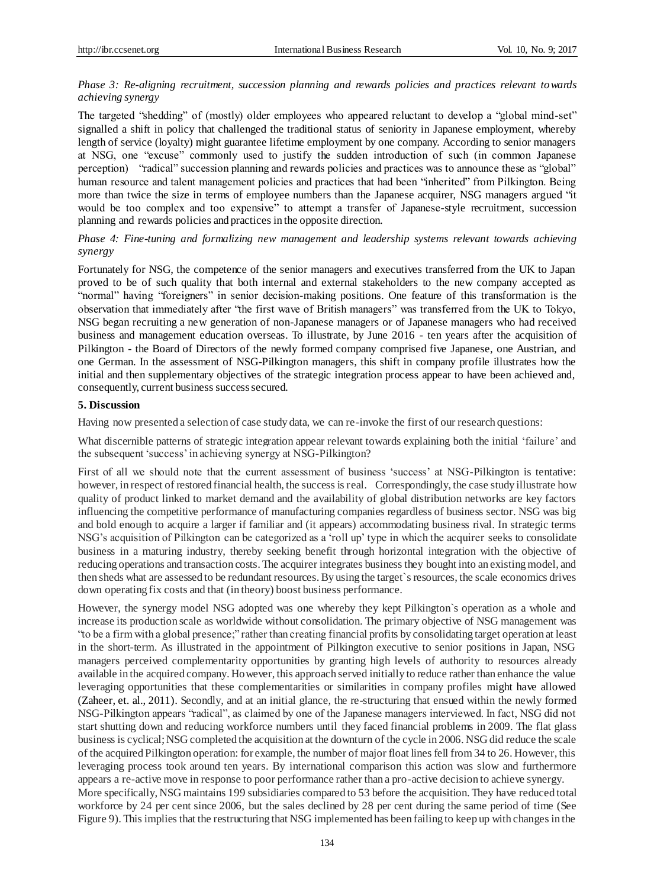*Phase 3: Re-aligning recruitment, succession planning and rewards policies and practices relevant towards achieving synergy*

The targeted "shedding" of (mostly) older employees who appeared reluctant to develop a "global mind-set" signalled a shift in policy that challenged the traditional status of seniority in Japanese employment, whereby length of service (loyalty) might guarantee lifetime employment by one company. According to senior managers at NSG, one "excuse" commonly used to justify the sudden introduction of such (in common Japanese perception) "radical" succession planning and rewards policies and practices was to announce these as "global" human resource and talent management policies and practices that had been "inherited" from Pilkington. Being more than twice the size in terms of employee numbers than the Japanese acquirer, NSG managers argued "it would be too complex and too expensive" to attempt a transfer of Japanese-style recruitment, succession planning and rewards policies and practices in the opposite direction.

*Phase 4: Fine-tuning and formalizing new management and leadership systems relevant towards achieving synergy*

Fortunately for NSG, the competence of the senior managers and executives transferred from the UK to Japan proved to be of such quality that both internal and external stakeholders to the new company accepted as "normal" having "foreigners" in senior decision-making positions. One feature of this transformation is the observation that immediately after "the first wave of British managers" was transferred from the UK to Tokyo, NSG began recruiting a new generation of non-Japanese managers or of Japanese managers who had received business and management education overseas. To illustrate, by June 2016 - ten years after the acquisition of Pilkington - the Board of Directors of the newly formed company comprised five Japanese, one Austrian, and one German. In the assessment of NSG-Pilkington managers, this shift in company profile illustrates how the initial and then supplementary objectives of the strategic integration process appear to have been achieved and, consequently, current business success secured.

## 5. Discussion

Having now presented a selection of case study data, we can re-invoke the first of our research questions:

What discernible patterns of strategic integration appear relevant towards explaining both the initial 'failure' and the subsequent 'success' in achieving synergy at NSG-Pilkington?

First of all we should note that the current assessment of business 'success' at NSG-Pilkington is tentative: however, in respect of restored financial health, the success is real. Correspondingly, the case study illustrate how quality of product linked to market demand and the availability of global distribution networks are key factors influencing the competitive performance of manufacturing companies regardless of business sector. NSG was big and bold enough to acquire a larger if familiar and (it appears) accommodating business rival. In strategic terms NSG's acquisition of Pilkington can be categorized as a 'roll up' type in which the acquirer seeks to consolidate business in a maturing industry, thereby seeking benefit through horizontal integration with the objective of reducing operations and transaction costs. The acquirer integrates business they bought into an existing model, and then sheds what are assessed to be redundant resources. By using the target`s resources, the scale economics drives down operating fix costs and that (in theory) boost business performance.

However, the synergy model NSG adopted was one whereby they kept Pilkington`s operation as a whole and increase its production scale as worldwide without consolidation. The primary objective of NSG management was "to be a firm with a global presence;" rather than creating financial profits by consolidating target operation at least in the short-term. As illustrated in the appointment of Pilkington executive to senior positions in Japan, NSG managers perceived complementarity opportunities by granting high levels of authority to resources already available in the acquired company. However, this approach served initially to reduce rather than enhance the value leveraging opportunities that these complementarities or similarities in company profiles might have allowed (Zaheer, et. al., 2011). Secondly, and at an initial glance, the re-structuring that ensued within the newly formed NSG-Pilkington appears "radical", as claimed by one of the Japanese managers interviewed. In fact, NSG did not start shutting down and reducing workforce numbers until they faced financial problems in 2009. The flat glass business is cyclical; NSG completed the acquisition at the downturn of the cycle in 2006. NSG did reduce the scale of the acquired Pilkington operation: for example, the number of major float lines fell from 34 to 26. However, this leveraging process took around ten years. By international comparison this action was slow and furthermore appears a re-active move in response to poor performance rather than a pro-active decision to achieve synergy.

More specifically, NSG maintains 199 subsidiaries compared to 53 before the acquisition. They have reduced total workforce by 24 per cent since 2006, but the sales declined by 28 per cent during the same period of time (See Figure 9). This implies that the restructuring that NSG implemented has been failing to keep up with changes in the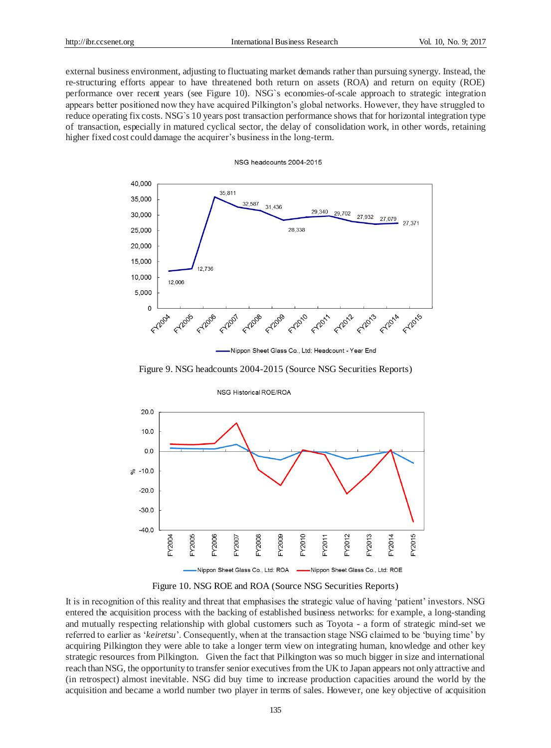external business environment, adjusting to fluctuating market demands rather than pursuing synergy. Instead, the re-structuring efforts appear to have threatened both return on assets (ROA) and return on equity (ROE) performance over recent years (see Figure 10). NSG`s economies-of-scale approach to strategic integration appears better positioned now they have acquired Pilkington's global networks. However, they have struggled to reduce operating fix costs. NSG`s 10 years post transaction performance shows that for horizontal integration type of transaction, especially in matured cyclical sector, the delay of consolidation work, in other words, retaining higher fixed cost could damage the acquirer's business in the long-term.

Figure 9. NSG headcounts 2004-2015 (Source NSG Securities Reports)

Figure 10. NSG ROE and ROA (Source NSG Securities Reports)

It is in recognition of this reality and threat that emphasises the strategic value of having 'patient' investors. NSG entered the acquisition process with the backing of established business networks: for example, a long-standing and mutually respecting relationship with global customers such as Toyota - a form of strategic mind-set we referred to earlier as '*keiretsu*'. Consequently, when at the transaction stage NSG claimed to be 'buying time' by acquiring Pilkington they were able to take a longer term view on integrating human, knowledge and other key strategic resources from Pilkington. Given the fact that Pilkington was so much bigger in size and international reach than NSG, the opportunity to transfer senior executives from the UK to Japan appears not only attractive and (in retrospect) almost inevitable. NSG did buy time to increase production capacities around the world by the acquisition and became a world number two player in terms of sales. However, one key objective of acquisition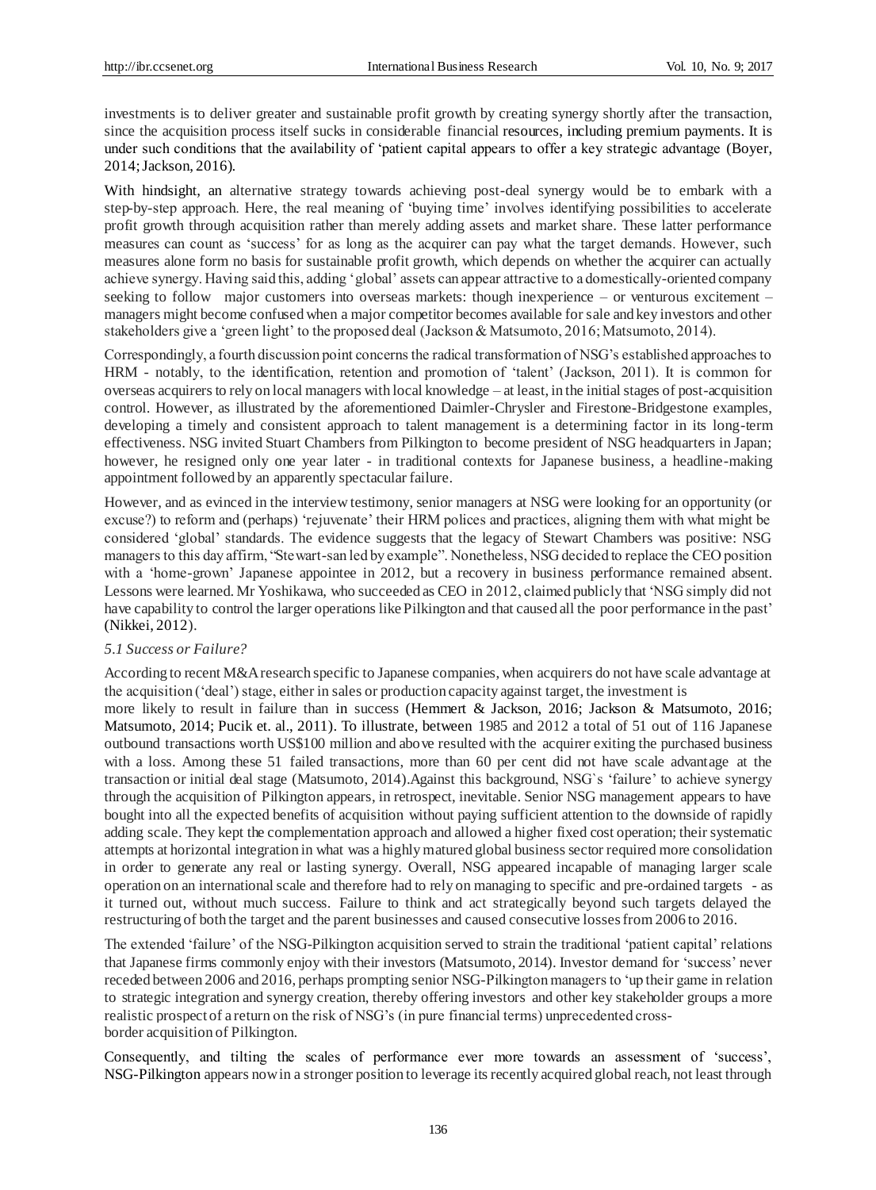investments is to deliver greater and sustainable profit growth by creating synergy shortly after the transaction, since the acquisition process itself sucks in considerable financial resources, including premium payments. It is under such conditions that the availability of 'patient capital appears to offer a key strategic advantage (Boyer, 2014; Jackson, 2016).

With hindsight, an alternative strategy towards achieving post-deal synergy would be to embark with a step-by-step approach. Here, the real meaning of 'buying time' involves identifying possibilities to accelerate profit growth through acquisition rather than merely adding assets and market share. These latter performance measures can count as 'success' for as long as the acquirer can pay what the target demands. However, such measures alone form no basis for sustainable profit growth, which depends on whether the acquirer can actually achieve synergy. Having said this, adding 'global' assets can appear attractive to a domestically-oriented company seeking to follow major customers into overseas markets: though inexperience – or venturous excitement – managers might become confused when a major competitor becomes available for sale and key investors and other stakeholders give a 'green light' to the proposed deal (Jackson & Matsumoto, 2016; Matsumoto, 2014).

Correspondingly, a fourth discussion point concerns the radical transformation of NSG's established approaches to HRM - notably, to the identification, retention and promotion of 'talent' (Jackson, 2011). It is common for overseas acquirers to rely on local managers with local knowledge – at least, in the initial stages of post-acquisition control. However, as illustrated by the aforementioned Daimler-Chrysler and Firestone-Bridgestone examples, developing a timely and consistent approach to talent management is a determining factor in its long-term effectiveness. NSG invited Stuart Chambers from Pilkington to become president of NSG headquarters in Japan; however, he resigned only one year later - in traditional contexts for Japanese business, a headline-making appointment followed by an apparently spectacular failure.

However, and as evinced in the interview testimony, senior managers at NSG were looking for an opportunity (or excuse?) to reform and (perhaps) 'rejuvenate' their HRM polices and practices, aligning them with what might be considered 'global' standards. The evidence suggests that the legacy of Stewart Chambers was positive: NSG managers to this day affirm, "Stewart-san led by example". Nonetheless, NSG decided to replace the CEO position with a 'home-grown' Japanese appointee in 2012, but a recovery in business performance remained absent. Lessons were learned. Mr Yoshikawa, who succeeded as CEO in 2012, claimed publicly that 'NSG simply did not have capability to control the larger operations like Pilkington and that caused all the poor performance in the past' (Nikkei, 2012).

### 5.1 Success or Failure?

According to recent M&A research specific to Japanese companies, when acquirers do not have scale advantage at the acquisition ('deal') stage, either in sales or production capacity against target, the investment is more likely to result in failure than in success (Hemmert & Jackson, 2016; Jackson & Matsumoto, 2016; Matsumoto, 2014; Pucik et. al., 2011). To illustrate, between 1985 and 2012 a total of 51 out of 116 Japanese outbound transactions worth US$100 million and above resulted with the acquirer exiting the purchased business with a loss. Among these 51 failed transactions, more than 60 per cent did not have scale advantage at the transaction or initial deal stage (Matsumoto, 2014).Against this background, NSG`s 'failure' to achieve synergy through the acquisition of Pilkington appears, in retrospect, inevitable. Senior NSG management appears to have bought into all the expected benefits of acquisition without paying sufficient attention to the downside of rapidly adding scale. They kept the complementation approach and allowed a higher fixed cost operation; their systematic attempts at horizontal integration in what was a highly matured global business sector required more consolidation in order to generate any real or lasting synergy. Overall, NSG appeared incapable of managing larger scale operation on an international scale and therefore had to rely on managing to specific and pre-ordained targets - as it turned out, without much success. Failure to think and act strategically beyond such targets delayed the restructuring of both the target and the parent businesses and caused consecutive losses from 2006 to 2016.

The extended 'failure' of the NSG-Pilkington acquisition served to strain the traditional 'patient capital' relations that Japanese firms commonly enjoy with their investors (Matsumoto, 2014). Investor demand for 'success' never receded between 2006 and 2016, perhaps prompting senior NSG-Pilkington managers to 'up their game in relation to strategic integration and synergy creation, thereby offering investors and other key stakeholder groups a more realistic prospect of a return on the risk of NSG's (in pure financial terms) unprecedented cross-border acquisition of Pilkington.

Consequently, and tilting the scales of performance ever more towards an assessment of 'success', NSG-Pilkington appears now in a stronger position to leverage its recently acquired global reach, not least through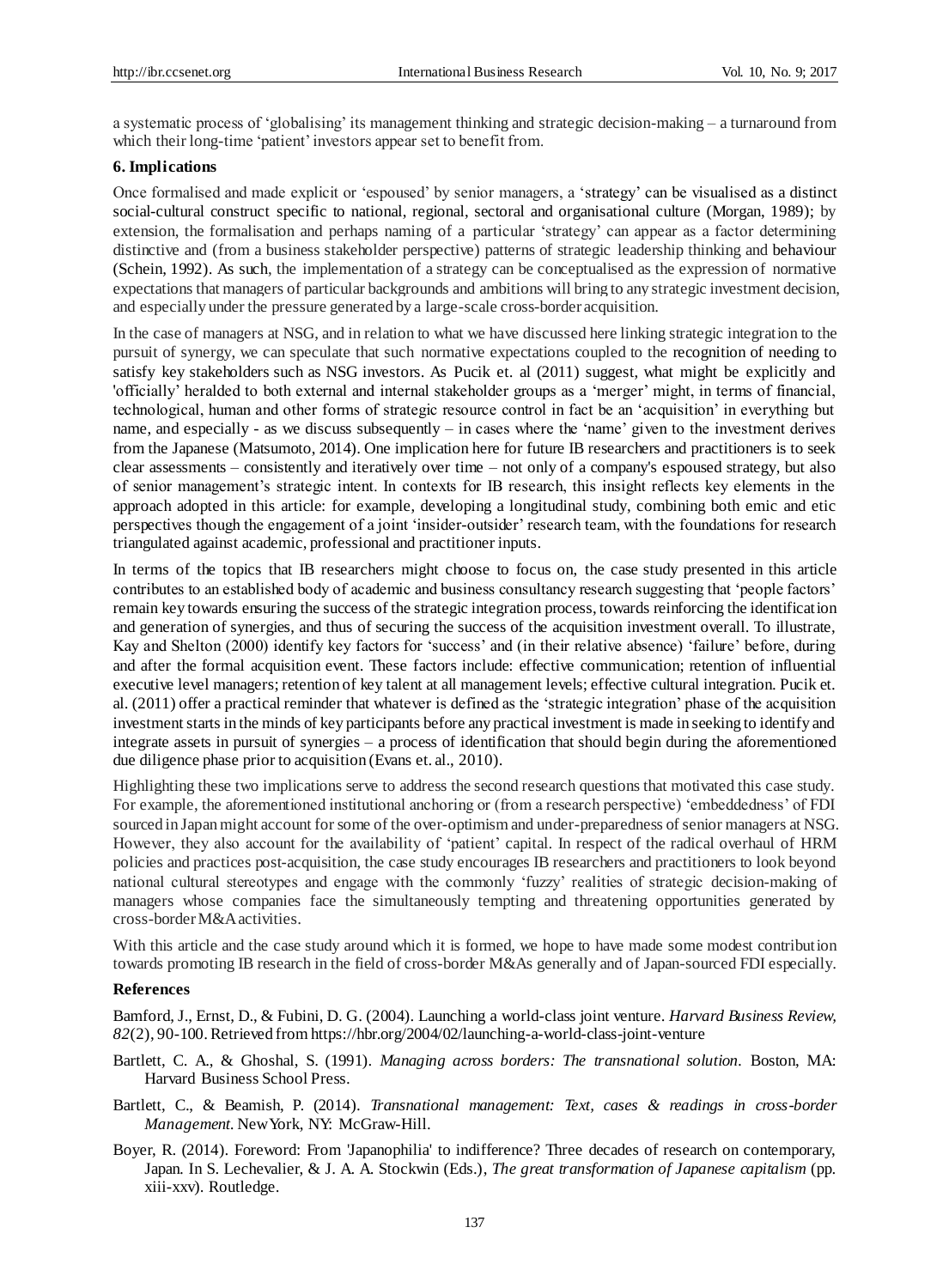a systematic process of 'globalising' its management thinking and strategic decision-making – a turnaround from which their long-time 'patient' investors appear set to benefit from.

## 6. Implications

Once formalised and made explicit or 'espoused' by senior managers, a 'strategy' can be visualised as a distinct social-cultural construct specific to national, regional, sectoral and organisational culture (Morgan, 1989); by extension, the formalisation and perhaps naming of a particular 'strategy' can appear as a factor determining distinctive and (from a business stakeholder perspective) patterns of strategic leadership thinking and behaviour (Schein, 1992). As such, the implementation of a strategy can be conceptualised as the expression of normative expectations that managers of particular backgrounds and ambitions will bring to any strategic investment decision, and especially under the pressure generated by a large-scale cross-border acquisition.

In the case of managers at NSG, and in relation to what we have discussed here linking strategic integration to the pursuit of synergy, we can speculate that such normative expectations coupled to the recognition of needing to satisfy key stakeholders such as NSG investors. As Pucik et. al (2011) suggest, what might be explicitly and 'officially' heralded to both external and internal stakeholder groups as a 'merger' might, in terms of financial, technological, human and other forms of strategic resource control in fact be an 'acquisition' in everything but name, and especially - as we discuss subsequently – in cases where the 'name' given to the investment derives from the Japanese (Matsumoto, 2014). One implication here for future IB researchers and practitioners is to seek clear assessments – consistently and iteratively over time – not only of a company's espoused strategy, but also of senior management's strategic intent. In contexts for IB research, this insight reflects key elements in the approach adopted in this article: for example, developing a longitudinal study, combining both emic and etic perspectives though the engagement of a joint 'insider-outsider' research team, with the foundations for research triangulated against academic, professional and practitioner inputs.

In terms of the topics that IB researchers might choose to focus on, the case study presented in this article contributes to an established body of academic and business consultancy research suggesting that 'people factors' remain key towards ensuring the success of the strategic integration process, towards reinforcing the identification and generation of synergies, and thus of securing the success of the acquisition investment overall. To illustrate, Kay and Shelton (2000) identify key factors for 'success' and (in their relative absence) 'failure' before, during and after the formal acquisition event. These factors include: effective communication; retention of influential executive level managers; retention of key talent at all management levels; effective cultural integration. Pucik et. al. (2011) offer a practical reminder that whatever is defined as the 'strategic integration' phase of the acquisition investment starts in the minds of key participants before any practical investment is made in seeking to identify and integrate assets in pursuit of synergies – a process of identification that should begin during the aforementioned due diligence phase prior to acquisition (Evans et. al., 2010).

Highlighting these two implications serve to address the second research questions that motivated this case study. For example, the aforementioned institutional anchoring or (from a research perspective) 'embeddedness' of FDI sourced in Japan might account for some of the over-optimism and under-preparedness of senior managers at NSG. However, they also account for the availability of 'patient' capital. In respect of the radical overhaul of HRM policies and practices post-acquisition, the case study encourages IB researchers and practitioners to look beyond national cultural stereotypes and engage with the commonly 'fuzzy' realities of strategic decision-making of managers whose companies face the simultaneously tempting and threatening opportunities generated by cross-border M&A activities.

With this article and the case study around which it is formed, we hope to have made some modest contribution towards promoting IB research in the field of cross-border M&As generally and of Japan-sourced FDI especially.

## References

Bamford, J., Ernst, D., & Fubini, D. G. (2004). Launching a world-class joint venture. *Harvard Business Review, 82*(2), 90-100. Retrieved from https://hbr.org/2004/02/launching-a-world-class-joint-venture

Bartlett, C. A., & Ghoshal, S. (1991). *Managing across borders: The transnational solution*. Boston, MA: Harvard Business School Press.

Bartlett, C., & Beamish, P. (2014). *Transnational management: Text, cases & readings in cross-border Management*. New York, NY: McGraw-Hill.

Boyer, R. (2014). Foreword: From 'Japanophilia' to indifference? Three decades of research on contemporary, Japan. In S. Lechevalier, & J. A. A. Stockwin (Eds.), *The great transformation of Japanese capitalism* (pp. xiii-xxv). Routledge.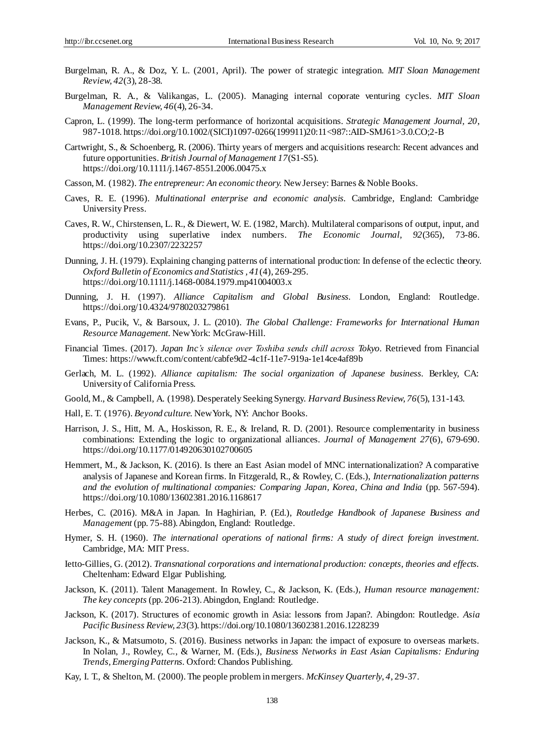Burgelman, R. A., & Doz, Y. L. (2001, April). The power of strategic integration. *MIT Sloan Management Review, 42*(3), 28-38.

Burgelman, R. A., & Valikangas, L. (2005). Managing internal coporate venturing cycles. *MIT Sloan Management Review, 46*(4), 26-34.

Capron, L. (1999). The long-term performance of horizontal acquisitions. *Strategic Management Journal, 20*, 987-1018. https://doi.org/10.1002/(SICI)1097-0266(199911)20:11<987::AID-SMJ61>3.0.CO;2-B

Cartwright, S., & Schoenberg, R. (2006). Thirty years of mergers and acquisitions research: Recent advances and future opportunities. *British Journal of Management 17*(S1-S5). https://doi.org/10.1111/j.1467-8551.2006.00475.x

Casson, M. (1982). *The entrepreneur: An economic theory.* New Jersey: Barnes & Noble Books.

Caves, R. E. (1996). *Multinational enterprise and economic analysis.* Cambridge, England: Cambridge University Press.

Caves, R. W., Chirstensen, L. R., & Diewert, W. E. (1982, March). Multilateral comparisons of output, input, and productivity using superlative index numbers. *The Economic Journal, 92*(365), 73-86. https://doi.org/10.2307/2232257

Dunning, J. H. (1979). Explaining changing patterns of international production: In defense of the eclectic theory. *Oxford Bulletin of Economics and Statistics , 41*(4), 269-295. https://doi.org/10.1111/j.1468-0084.1979.mp41004003.x

Dunning, J. H. (1997). *Alliance Capitalism and Global Business.* London, England: Routledge. https://doi.org/10.4324/9780203279861

Evans, P., Pucik, V., & Barsoux, J. L. (2010). *The Global Challenge: Frameworks for International Human Resource Management.* New York: McGraw-Hill.

Financial Times. (2017). *Japan Inc's silence over Toshiba sends chill across Tokyo.* Retrieved from Financial Times: https://www.ft.com/content/cabfe9d2-4c1f-11e7-919a-1e14ce4af89b

Gerlach, M. L. (1992). *Alliance capitalism: The social organization of Japanese business.* Berkley, CA: University of California Press.

Goold, M., & Campbell, A. (1998). Desperately Seeking Synergy. *Harvard Business Review, 76*(5), 131-143.

Hall, E. T. (1976). *Beyond culture.* New York, NY: Anchor Books.

Harrison, J. S., Hitt, M. A., Hoskisson, R. E., & Ireland, R. D. (2001). Resource complementarity in business combinations: Extending the logic to organizational alliances. *Journal of Management 27*(6), 679-690. https://doi.org/10.1177/014920630102700605

Hemmert, M., & Jackson, K. (2016). Is there an East Asian model of MNC internationalization? A comparative analysis of Japanese and Korean firms. In Fitzgerald, R., & Rowley, C. (Eds.), *Internationalization patterns and the evolution of multinational companies: Comparing Japan, Korea, China and India* (pp. 567-594). https://doi.org/10.1080/13602381.2016.1168617

Herbes, C. (2016). M&A in Japan. In Haghirian, P. (Ed.), *Routledge Handbook of Japanese Business and Management* (pp. 75-88). Abingdon, England: Routledge.

Hymer, S. H. (1960). *The international operations of national firms: A study of direct foreign investment.* Cambridge, MA: MIT Press.

Ietto-Gillies, G. (2012). *Transnational corporations and international production: concepts, theories and effects.* Cheltenham: Edward Elgar Publishing.

Jackson, K. (2011). Talent Management. In Rowley, C., & Jackson, K. (Eds.), *Human resource management: The key concepts* (pp. 206-213). Abingdon, England: Routledge.

Jackson, K. (2017). Structures of economic growth in Asia: lessons from Japan?. Abingdon: Routledge. *Asia Pacific Business Review, 23*(3). https://doi.org/10.1080/13602381.2016.1228239

Jackson, K., & Matsumoto, S. (2016). Business networks in Japan: the impact of exposure to overseas markets. In Nolan, J., Rowley, C., & Warner, M. (Eds.), *Business Networks in East Asian Capitalisms: Enduring Trends, Emerging Patterns.* Oxford: Chandos Publishing.

Kay, I. T., & Shelton, M. (2000). The people problem in mergers. *McKinsey Quarterly, 4*, 29-37.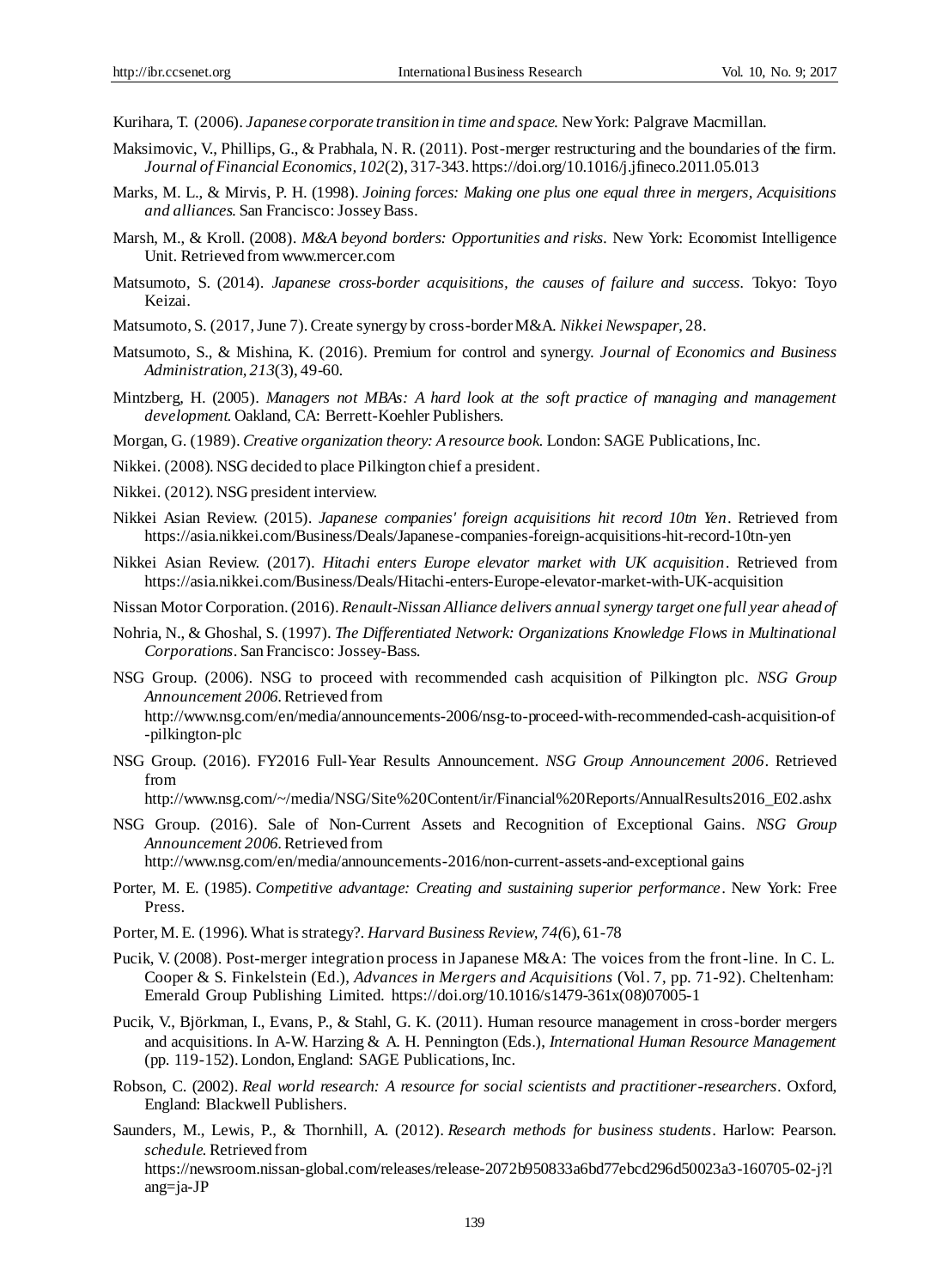Kurihara, T. (2006). *Japanese corporate transition in time and space*. New York: Palgrave Macmillan.

Maksimovic, V., Phillips, G., & Prabhala, N. R. (2011). Post-merger restructuring and the boundaries of the firm. *Journal of Financial Economics, 102*(2), 317-343. https://doi.org/10.1016/j.jfineco.2011.05.013

Marks, M. L., & Mirvis, P. H. (1998). *Joining forces: Making one plus one equal three in mergers, Acquisitions and alliances*. San Francisco: Jossey Bass.

Marsh, M., & Kroll. (2008). *M&A beyond borders: Opportunities and risks*. New York: Economist Intelligence Unit. Retrieved from www.mercer.com

Matsumoto, S. (2014). *Japanese cross-border acquisitions, the causes of failure and success*. Tokyo: Toyo Keizai.

Matsumoto, S. (2017, June 7). Create synergy by cross-border M&A. *Nikkei Newspaper*, 28.

Matsumoto, S., & Mishina, K. (2016). Premium for control and synergy. *Journal of Economics and Business Administration, 213*(3), 49-60.

Mintzberg, H. (2005). *Managers not MBAs: A hard look at the soft practice of managing and management development*. Oakland, CA: Berrett-Koehler Publishers.

Morgan, G. (1989). *Creative organization theory: A resource book*. London: SAGE Publications, Inc.

Nikkei. (2008). NSG decided to place Pilkington chief a president.

Nikkei. (2012). NSG president interview.

Nikkei Asian Review. (2015). *Japanese companies' foreign acquisitions hit record 10tn Yen*. Retrieved from https://asia.nikkei.com/Business/Deals/Japanese-companies-foreign-acquisitions-hit-record-10tn-yen

Nikkei Asian Review. (2017). *Hitachi enters Europe elevator market with UK acquisition*. Retrieved from https://asia.nikkei.com/Business/Deals/Hitachi-enters-Europe-elevator-market-with-UK-acquisition

Nissan Motor Corporation. (2016). *Renault-Nissan Alliance delivers annual synergy target one full year ahead of*

Nohria, N., & Ghoshal, S. (1997). *The Differentiated Network: Organizations Knowledge Flows in Multinational Corporations*. San Francisco: Jossey-Bass.

NSG Group. (2006). NSG to proceed with recommended cash acquisition of Pilkington plc. *NSG Group Announcement 2006*. Retrieved from http://www.nsg.com/en/media/announcements-2006/nsg-to-proceed-with-recommended-cash-acquisition-of-pilkington-plc

NSG Group. (2016). FY2016 Full-Year Results Announcement. *NSG Group Announcement 2006*. Retrieved from http://www.nsg.com/~/media/NSG/Site%20Content/ir/Financial%20Reports/AnnualResults2016_E02.ashx

NSG Group. (2016). Sale of Non-Current Assets and Recognition of Exceptional Gains. *NSG Group Announcement 2006*. Retrieved from http://www.nsg.com/en/media/announcements-2016/non-current-assets-and-exceptional gains

Porter, M. E. (1985). *Competitive advantage: Creating and sustaining superior performance*. New York: Free Press.

Porter, M. E. (1996). What is strategy?. *Harvard Business Review, 74*(6), 61-78

Pucik, V. (2008). Post-merger integration process in Japanese M&A: The voices from the front-line. In C. L. Cooper & S. Finkelstein (Ed.), *Advances in Mergers and Acquisitions* (Vol. 7, pp. 71-92). Cheltenham: Emerald Group Publishing Limited. https://doi.org/10.1016/s1479-361x(08)07005-1

Pucik, V., Björkman, I., Evans, P., & Stahl, G. K. (2011). Human resource management in cross-border mergers and acquisitions. In A-W. Harzing & A. H. Pennington (Eds.), *International Human Resource Management* (pp. 119-152). London, England: SAGE Publications, Inc.

Robson, C. (2002). *Real world research: A resource for social scientists and practitioner-researchers*. Oxford, England: Blackwell Publishers.

Saunders, M., Lewis, P., & Thornhill, A. (2012). *Research methods for business students*. Harlow: Pearson. *schedule*. Retrieved from https://newsroom.nissan-global.com/releases/release-2072b950833a6bd77ebcd296d50023a3-160705-02-j?lang=ja-JP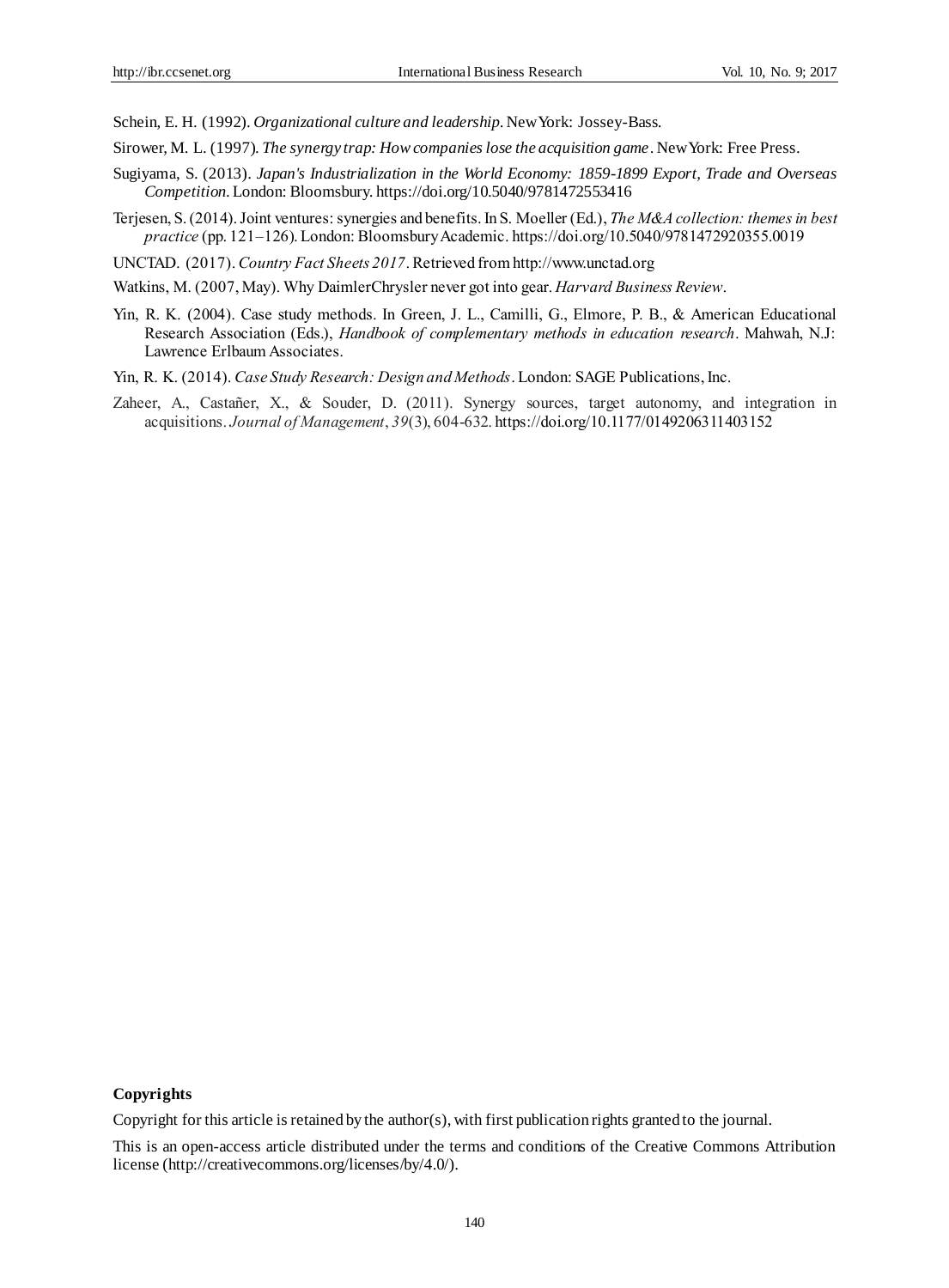Schein, E. H. (1992). *Organizational culture and leadership*. New York: Jossey-Bass.

Sirower, M. L. (1997). *The synergy trap: How companies lose the acquisition game*. New York: Free Press.

Sugiyama, S. (2013). *Japan's Industrialization in the World Economy: 1859-1899 Export, Trade and Overseas Competition*. London: Bloomsbury. https://doi.org/10.5040/9781472553416

Terjesen, S. (2014). Joint ventures: synergies and benefits. In S. Moeller (Ed.), *The M&A collection: themes in best practice* (pp. 121–126). London: Bloomsbury Academic. https://doi.org/10.5040/9781472920355.0019

UNCTAD. (2017). *Country Fact Sheets 2017*. Retrieved from http://www.unctad.org

Watkins, M. (2007, May). Why DaimlerChrysler never got into gear. *Harvard Business Review*.

Yin, R. K. (2004). Case study methods. In Green, J. L., Camilli, G., Elmore, P. B., & American Educational Research Association (Eds.), *Handbook of complementary methods in education research*. Mahwah, N.J: Lawrence Erlbaum Associates.

Yin, R. K. (2014). *Case Study Research: Design and Methods*. London: SAGE Publications, Inc.

Zaheer, A., Castañer, X., & Souder, D. (2011). Synergy sources, target autonomy, and integration in acquisitions. *Journal of Management*, *39*(3), 604-632. https://doi.org/10.1177/0149206311403152

**Copyrights**

Copyright for this article is retained by the author(s), with first publication rights granted to the journal.

This is an open-access article distributed under the terms and conditions of the Creative Commons Attribution license (http://creativecommons.org/licenses/by/4.0/).